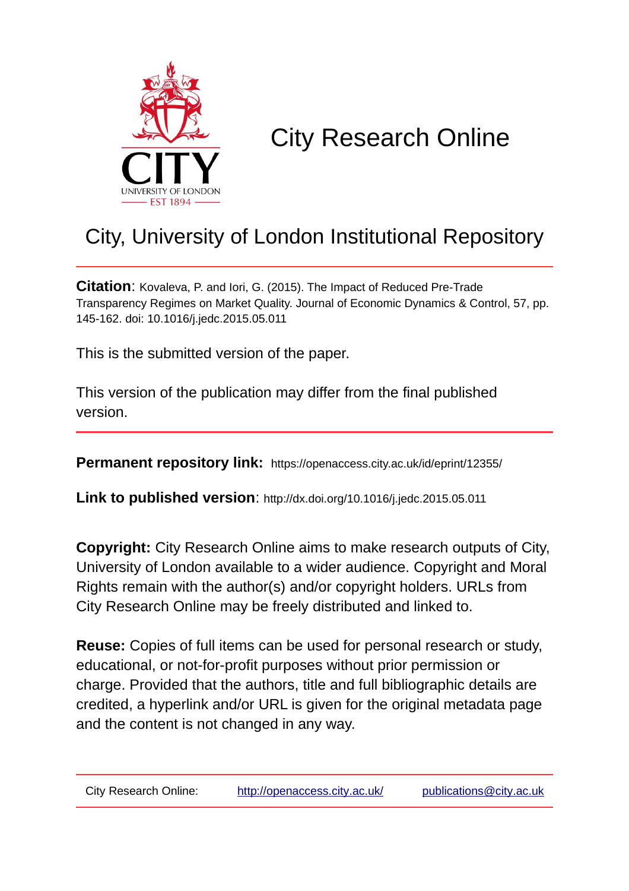# City Research Online

## City, University of London Institutional Repository

**Citation**: Kovaleva, P. and Iori, G. (2015). The Impact of Reduced Pre-Trade Transparency Regimes on Market Quality. Journal of Economic Dynamics & Control, 57, pp. 145-162. doi: 10.1016/j.jedc.2015.05.011

This is the submitted version of the paper.

This version of the publication may differ from the final published version.

**Permanent repository link:** https://openaccess.city.ac.uk/id/eprint/12355/

**Link to published version**: http://dx.doi.org/10.1016/j.jedc.2015.05.011

**Copyright:** City Research Online aims to make research outputs of City, University of London available to a wider audience. Copyright and Moral Rights remain with the author(s) and/or copyright holders. URLs from City Research Online may be freely distributed and linked to.

**Reuse:** Copies of full items can be used for personal research or study, educational, or not-for-profit purposes without prior permission or charge. Provided that the authors, title and full bibliographic details are credited, a hyperlink and/or URL is given for the original metadata page and the content is not changed in any way.

City Research Online: http://openaccess.city.ac.uk/ publications@city.ac.uk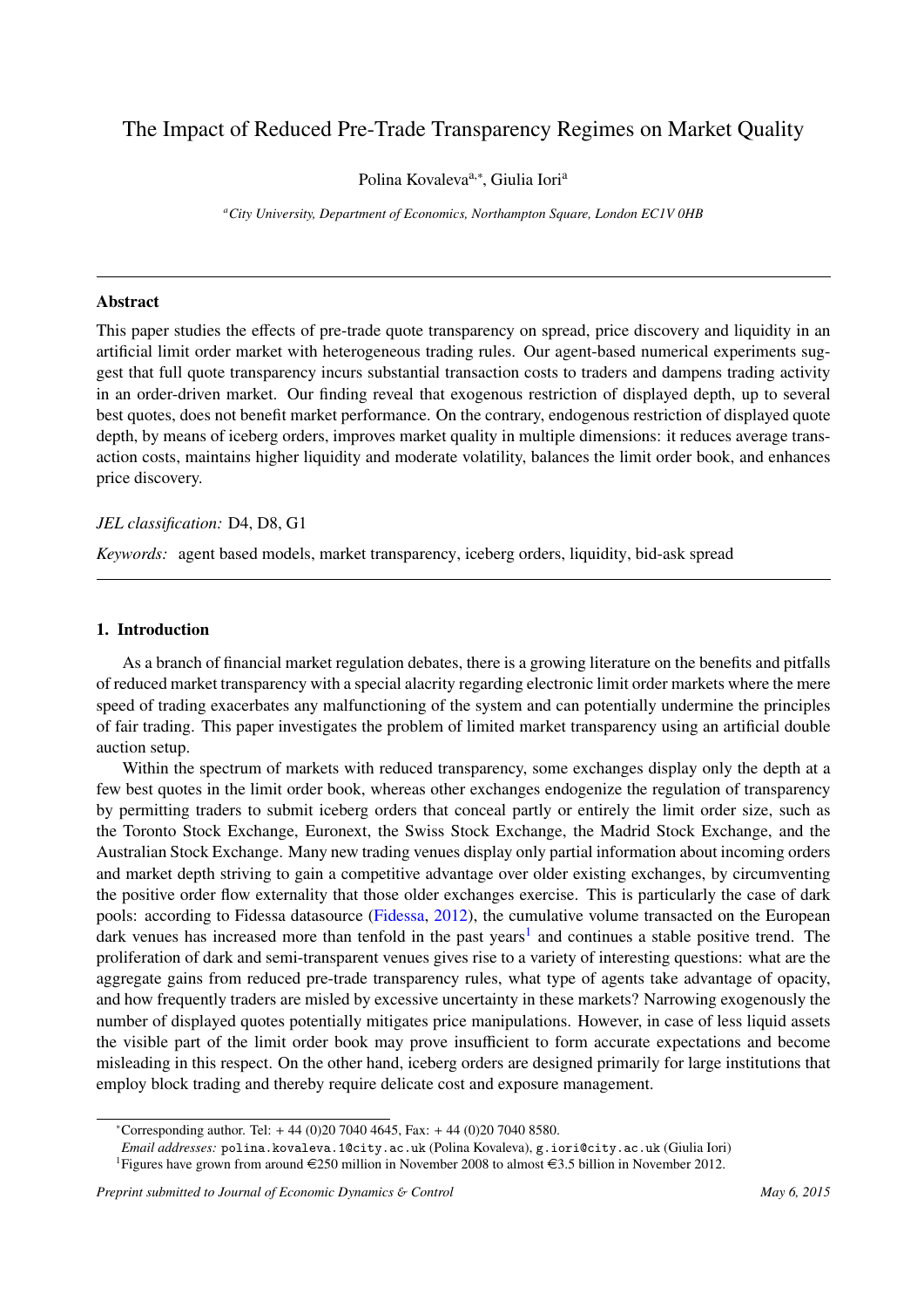# The Impact of Reduced Pre-Trade Transparency Regimes on Market Quality

Polina Kovaleva[a,*], Giulia Iori[a]

[a] *City University, Department of Economics, Northampton Square, London EC1V 0HB*

---

## Abstract

This paper studies the effects of pre-trade quote transparency on spread, price discovery and liquidity in an artificial limit order market with heterogeneous trading rules. Our agent-based numerical experiments suggest that full quote transparency incurs substantial transaction costs to traders and dampens trading activity in an order-driven market. Our finding reveal that exogenous restriction of displayed depth, up to several best quotes, does not benefit market performance. On the contrary, endogenous restriction of displayed quote depth, by means of iceberg orders, improves market quality in multiple dimensions: it reduces average transaction costs, maintains higher liquidity and moderate volatility, balances the limit order book, and enhances price discovery.

*JEL classification:* D4, D8, G1

*Keywords:* agent based models, market transparency, iceberg orders, liquidity, bid-ask spread

---

## 1. Introduction

As a branch of financial market regulation debates, there is a growing literature on the benefits and pitfalls of reduced market transparency with a special alacrity regarding electronic limit order markets where the mere speed of trading exacerbates any malfunctioning of the system and can potentially undermine the principles of fair trading. This paper investigates the problem of limited market transparency using an artificial double auction setup.

Within the spectrum of markets with reduced transparency, some exchanges display only the depth at a few best quotes in the limit order book, whereas other exchanges endogenize the regulation of transparency by permitting traders to submit iceberg orders that conceal partly or entirely the limit order size, such as the Toronto Stock Exchange, Euronext, the Swiss Stock Exchange, the Madrid Stock Exchange, and the Australian Stock Exchange. Many new trading venues display only partial information about incoming orders and market depth striving to gain a competitive advantage over older existing exchanges, by circumventing the positive order flow externality that those older exchanges exercise. This is particularly the case of dark pools: according to Fidessa datasource (Fidessa, 2012), the cumulative volume transacted on the European dark venues has increased more than tenfold in the past years[1] and continues a stable positive trend. The proliferation of dark and semi-transparent venues gives rise to a variety of interesting questions: what are the aggregate gains from reduced pre-trade transparency rules, what type of agents take advantage of opacity, and how frequently traders are misled by excessive uncertainty in these markets? Narrowing exogenously the number of displayed quotes potentially mitigates price manipulations. However, in case of less liquid assets the visible part of the limit order book may prove insufficient to form accurate expectations and become misleading in this respect. On the other hand, iceberg orders are designed primarily for large institutions that employ block trading and thereby require delicate cost and exposure management.

---

*Corresponding author. Tel: + 44 (0)20 7040 4645, Fax: + 44 (0)20 7040 8580.

*Email addresses:* polina.kovaleva.1@city.ac.uk (Polina Kovaleva), g.iori@city.ac.uk (Giulia Iori)

[1] Figures have grown from around €250 million in November 2008 to almost €3.5 billion in November 2012.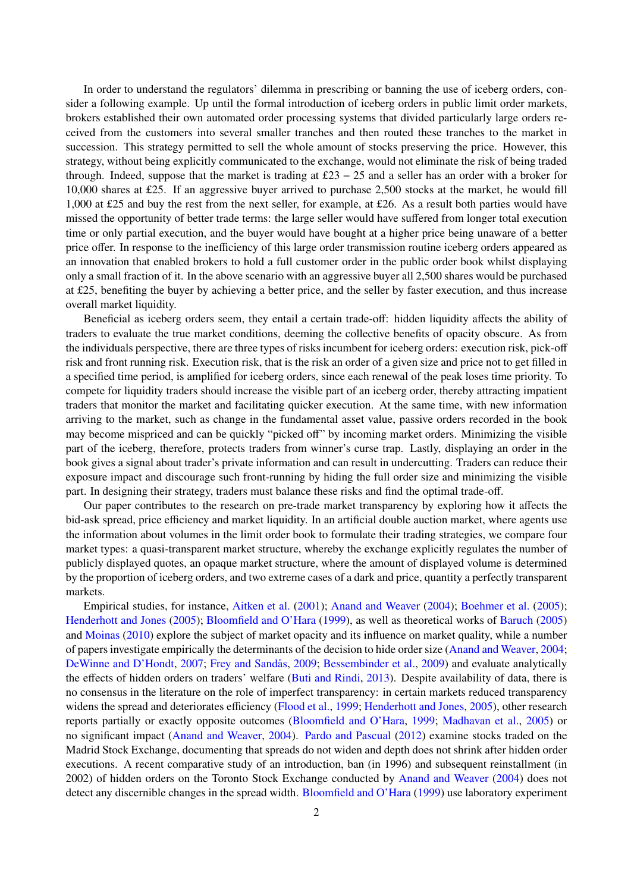In order to understand the regulators' dilemma in prescribing or banning the use of iceberg orders, consider a following example. Up until the formal introduction of iceberg orders in public limit order markets, brokers established their own automated order processing systems that divided particularly large orders received from the customers into several smaller tranches and then routed these tranches to the market in succession. This strategy permitted to sell the whole amount of stocks preserving the price. However, this strategy, without being explicitly communicated to the exchange, would not eliminate the risk of being traded through. Indeed, suppose that the market is trading at £23 − 25 and a seller has an order with a broker for 10,000 shares at £25. If an aggressive buyer arrived to purchase 2,500 stocks at the market, he would fill 1,000 at £25 and buy the rest from the next seller, for example, at £26. As a result both parties would have missed the opportunity of better trade terms: the large seller would have suffered from longer total execution time or only partial execution, and the buyer would have bought at a higher price being unaware of a better price offer. In response to the inefficiency of this large order transmission routine iceberg orders appeared as an innovation that enabled brokers to hold a full customer order in the public order book whilst displaying only a small fraction of it. In the above scenario with an aggressive buyer all 2,500 shares would be purchased at £25, benefiting the buyer by achieving a better price, and the seller by faster execution, and thus increase overall market liquidity.

Beneficial as iceberg orders seem, they entail a certain trade-off: hidden liquidity affects the ability of traders to evaluate the true market conditions, deeming the collective benefits of opacity obscure. As from the individuals perspective, there are three types of risks incumbent for iceberg orders: execution risk, pick-off risk and front running risk. Execution risk, that is the risk an order of a given size and price not to get filled in a specified time period, is amplified for iceberg orders, since each renewal of the peak loses time priority. To compete for liquidity traders should increase the visible part of an iceberg order, thereby attracting impatient traders that monitor the market and facilitating quicker execution. At the same time, with new information arriving to the market, such as change in the fundamental asset value, passive orders recorded in the book may become mispriced and can be quickly "picked off" by incoming market orders. Minimizing the visible part of the iceberg, therefore, protects traders from winner's curse trap. Lastly, displaying an order in the book gives a signal about trader's private information and can result in undercutting. Traders can reduce their exposure impact and discourage such front-running by hiding the full order size and minimizing the visible part. In designing their strategy, traders must balance these risks and find the optimal trade-off.

Our paper contributes to the research on pre-trade market transparency by exploring how it affects the bid-ask spread, price efficiency and market liquidity. In an artificial double auction market, where agents use the information about volumes in the limit order book to formulate their trading strategies, we compare four market types: a quasi-transparent market structure, whereby the exchange explicitly regulates the number of publicly displayed quotes, an opaque market structure, where the amount of displayed volume is determined by the proportion of iceberg orders, and two extreme cases of a dark and price, quantity a perfectly transparent markets.

Empirical studies, for instance, Aitken et al. (2001); Anand and Weaver (2004); Boehmer et al. (2005); Henderhott and Jones (2005); Bloomfield and O'Hara (1999), as well as theoretical works of Baruch (2005) and Moinas (2010) explore the subject of market opacity and its influence on market quality, while a number of papers investigate empirically the determinants of the decision to hide order size (Anand and Weaver, 2004; DeWinne and D'Hondt, 2007; Frey and Sandås, 2009; Bessembinder et al., 2009) and evaluate analytically the effects of hidden orders on traders' welfare (Buti and Rindi, 2013). Despite availability of data, there is no consensus in the literature on the role of imperfect transparency: in certain markets reduced transparency widens the spread and deteriorates efficiency (Flood et al., 1999; Henderhott and Jones, 2005), other research reports partially or exactly opposite outcomes (Bloomfield and O'Hara, 1999; Madhavan et al., 2005) or no significant impact (Anand and Weaver, 2004). Pardo and Pascual (2012) examine stocks traded on the Madrid Stock Exchange, documenting that spreads do not widen and depth does not shrink after hidden order executions. A recent comparative study of an introduction, ban (in 1996) and subsequent reinstallment (in 2002) of hidden orders on the Toronto Stock Exchange conducted by Anand and Weaver (2004) does not detect any discernible changes in the spread width. Bloomfield and O'Hara (1999) use laboratory experiment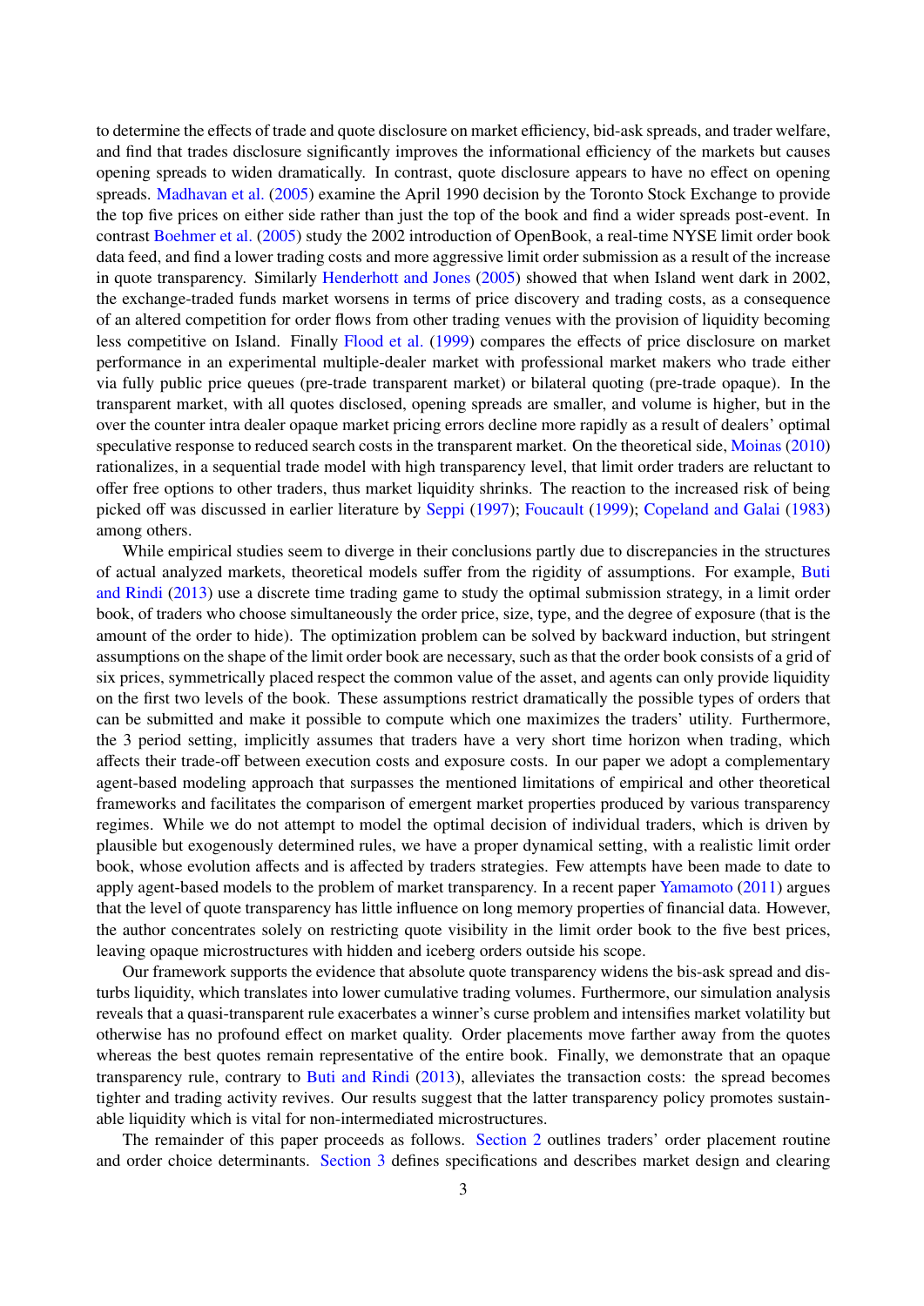to determine the effects of trade and quote disclosure on market efficiency, bid-ask spreads, and trader welfare, and find that trades disclosure significantly improves the informational efficiency of the markets but causes opening spreads to widen dramatically. In contrast, quote disclosure appears to have no effect on opening spreads. Madhavan et al. (2005) examine the April 1990 decision by the Toronto Stock Exchange to provide the top five prices on either side rather than just the top of the book and find a wider spreads post-event. In contrast Boehmer et al. (2005) study the 2002 introduction of OpenBook, a real-time NYSE limit order book data feed, and find a lower trading costs and more aggressive limit order submission as a result of the increase in quote transparency. Similarly Henderhott and Jones (2005) showed that when Island went dark in 2002, the exchange-traded funds market worsens in terms of price discovery and trading costs, as a consequence of an altered competition for order flows from other trading venues with the provision of liquidity becoming less competitive on Island. Finally Flood et al. (1999) compares the effects of price disclosure on market performance in an experimental multiple-dealer market with professional market makers who trade either via fully public price queues (pre-trade transparent market) or bilateral quoting (pre-trade opaque). In the transparent market, with all quotes disclosed, opening spreads are smaller, and volume is higher, but in the over the counter intra dealer opaque market pricing errors decline more rapidly as a result of dealers' optimal speculative response to reduced search costs in the transparent market. On the theoretical side, Moinas (2010) rationalizes, in a sequential trade model with high transparency level, that limit order traders are reluctant to offer free options to other traders, thus market liquidity shrinks. The reaction to the increased risk of being picked off was discussed in earlier literature by Seppi (1997); Foucault (1999); Copeland and Galai (1983) among others.

While empirical studies seem to diverge in their conclusions partly due to discrepancies in the structures of actual analyzed markets, theoretical models suffer from the rigidity of assumptions. For example, Buti and Rindi (2013) use a discrete time trading game to study the optimal submission strategy, in a limit order book, of traders who choose simultaneously the order price, size, type, and the degree of exposure (that is the amount of the order to hide). The optimization problem can be solved by backward induction, but stringent assumptions on the shape of the limit order book are necessary, such as that the order book consists of a grid of six prices, symmetrically placed respect the common value of the asset, and agents can only provide liquidity on the first two levels of the book. These assumptions restrict dramatically the possible types of orders that can be submitted and make it possible to compute which one maximizes the traders' utility. Furthermore, the 3 period setting, implicitly assumes that traders have a very short time horizon when trading, which affects their trade-off between execution costs and exposure costs. In our paper we adopt a complementary agent-based modeling approach that surpasses the mentioned limitations of empirical and other theoretical frameworks and facilitates the comparison of emergent market properties produced by various transparency regimes. While we do not attempt to model the optimal decision of individual traders, which is driven by plausible but exogenously determined rules, we have a proper dynamical setting, with a realistic limit order book, whose evolution affects and is affected by traders strategies. Few attempts have been made to date to apply agent-based models to the problem of market transparency. In a recent paper Yamamoto (2011) argues that the level of quote transparency has little influence on long memory properties of financial data. However, the author concentrates solely on restricting quote visibility in the limit order book to the five best prices, leaving opaque microstructures with hidden and iceberg orders outside his scope.

Our framework supports the evidence that absolute quote transparency widens the bis-ask spread and disturbs liquidity, which translates into lower cumulative trading volumes. Furthermore, our simulation analysis reveals that a quasi-transparent rule exacerbates a winner's curse problem and intensifies market volatility but otherwise has no profound effect on market quality. Order placements move farther away from the quotes whereas the best quotes remain representative of the entire book. Finally, we demonstrate that an opaque transparency rule, contrary to Buti and Rindi (2013), alleviates the transaction costs: the spread becomes tighter and trading activity revives. Our results suggest that the latter transparency policy promotes sustainable liquidity which is vital for non-intermediated microstructures.

The remainder of this paper proceeds as follows. Section 2 outlines traders' order placement routine and order choice determinants. Section 3 defines specifications and describes market design and clearing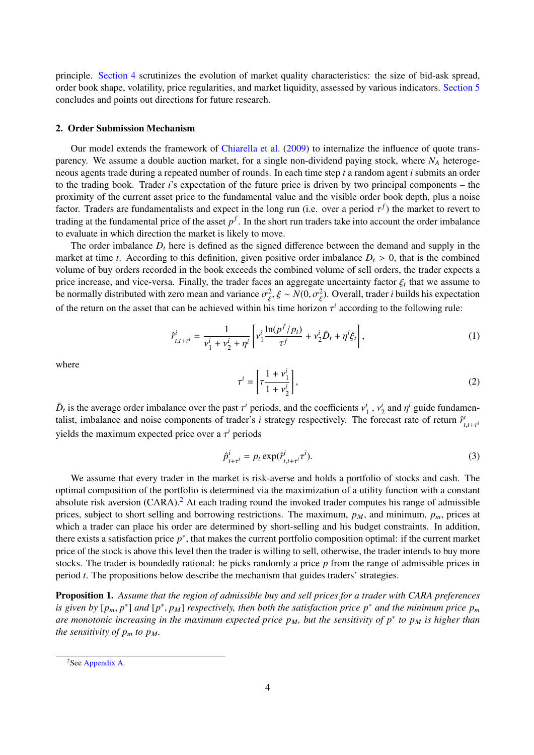principle. Section 4 scrutinizes the evolution of market quality characteristics: the size of bid-ask spread, order book shape, volatility, price regularities, and market liquidity, assessed by various indicators. Section 5 concludes and points out directions for future research.

## 2. Order Submission Mechanism

Our model extends the framework of Chiarella et al. (2009) to internalize the influence of quote transparency. We assume a double auction market, for a single non-dividend paying stock, where $N_A$ heterogeneous agents trade during a repeated number of rounds. In each time step $t$ a random agent $i$ submits an order to the trading book. Trader $i$'s expectation of the future price is driven by two principal components – the proximity of the current asset price to the fundamental value and the visible order book depth, plus a noise factor. Traders are fundamentalists and expect in the long run (i.e. over a period $\tau^f$) the market to revert to trading at the fundamental price of the asset $p^f$. In the short run traders take into account the order imbalance to evaluate in which direction the market is likely to move.

The order imbalance $D_t$ here is defined as the signed difference between the demand and supply in the market at time $t$. According to this definition, given positive order imbalance $D_t > 0$, that is the combined volume of buy orders recorded in the book exceeds the combined volume of sell orders, the trader expects a price increase, and vice-versa. Finally, the trader faces an aggregate uncertainty factor $\xi_t$ that we assume to be normally distributed with zero mean and variance $\sigma_\xi^2$, $\xi \sim N(0, \sigma_\xi^2)$. Overall, trader $i$ builds his expectation of the return on the asset that can be achieved within his time horizon $\tau^i$ according to the following rule:

$$\hat{r}^i_{t,t+\tau^i} = \frac{1}{\nu_1^i + \nu_2^i + \eta^i}\left[\nu_1^i \frac{\ln(p^f/p_t)}{\tau^f} + \nu_2^i \bar{D}_t + \eta^i \xi_t\right], \tag{1}$$

where

$$\tau^i = \left[\tau \frac{1+\nu_1^i}{1+\nu_2^i}\right], \tag{2}$$

$\bar{D}_t$ is the average order imbalance over the past $\tau^i$ periods, and the coefficients $\nu_1^i$, $\nu_2^i$ and $\eta^i$ guide fundamentalist, imbalance and noise components of trader's $i$ strategy respectively. The forecast rate of return $\hat{r}^i_{t,t+\tau^i}$ yields the maximum expected price over a $\tau^i$ periods

$$\hat{p}^i_{t+\tau^i} = p_t \exp(\hat{r}^i_{t,t+\tau^i}\tau^i). \tag{3}$$

We assume that every trader in the market is risk-averse and holds a portfolio of stocks and cash. The optimal composition of the portfolio is determined via the maximization of a utility function with a constant absolute risk aversion (CARA).[2] At each trading round the invoked trader computes his range of admissible prices, subject to short selling and borrowing restrictions. The maximum, $p_M$, and minimum, $p_m$, prices at which a trader can place his order are determined by short-selling and his budget constraints. In addition, there exists a satisfaction price $p^*$, that makes the current portfolio composition optimal: if the current market price of the stock is above this level then the trader is willing to sell, otherwise, the trader intends to buy more stocks. The trader is boundedly rational: he picks randomly a price $p$ from the range of admissible prices in period $t$. The propositions below describe the mechanism that guides traders' strategies.

**Proposition 1.** *Assume that the region of admissible buy and sell prices for a trader with CARA preferences is given by $[p_m, p^*]$ and $[p^*, p_M]$ respectively, then both the satisfaction price $p^*$ and the minimum price $p_m$ are monotonic increasing in the maximum expected price $p_M$, but the sensitivity of $p^*$ to $p_M$ is higher than the sensitivity of $p_m$ to $p_M$.*

[2] See Appendix A.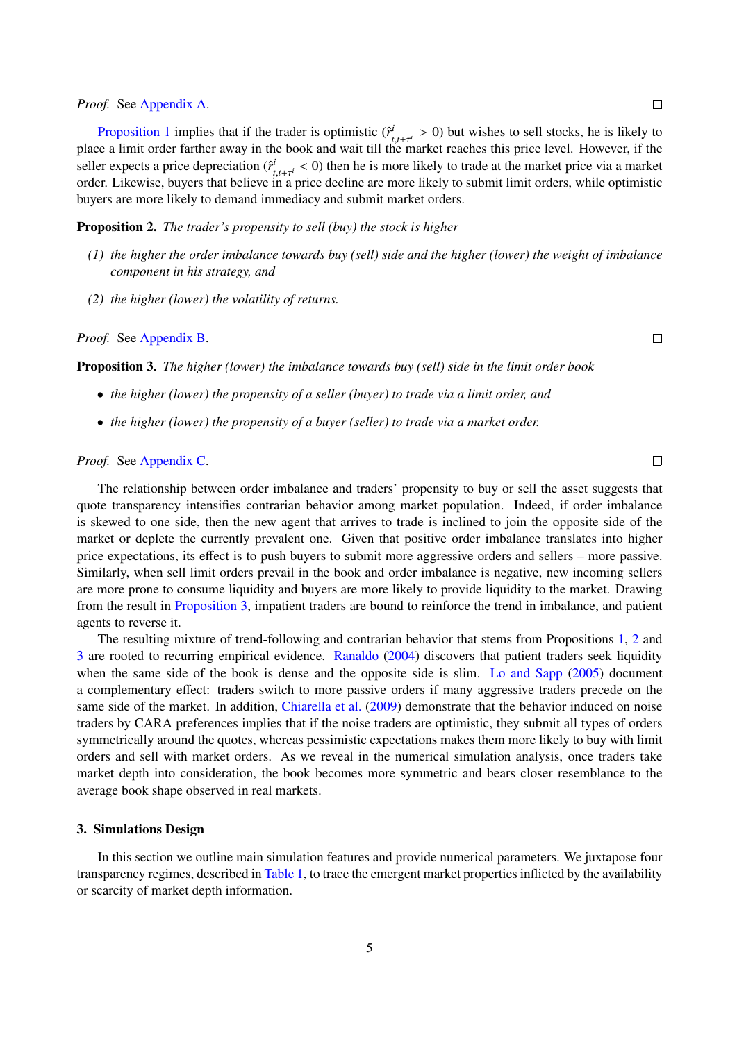*Proof.* See Appendix A. □

Proposition 1 implies that if the trader is optimistic ($\hat{r}^i_{t,t+\tau^i} > 0$) but wishes to sell stocks, he is likely to place a limit order farther away in the book and wait till the market reaches this price level. However, if the seller expects a price depreciation ($\hat{r}^i_{t,t+\tau^i} < 0$) then he is more likely to trade at the market price via a market order. Likewise, buyers that believe in a price decline are more likely to submit limit orders, while optimistic buyers are more likely to demand immediacy and submit market orders.

**Proposition 2.** *The trader's propensity to sell (buy) the stock is higher*

*(1) the higher the order imbalance towards buy (sell) side and the higher (lower) the weight of imbalance component in his strategy, and*

*(2) the higher (lower) the volatility of returns.*

*Proof.* See Appendix B. □

**Proposition 3.** *The higher (lower) the imbalance towards buy (sell) side in the limit order book*

- *the higher (lower) the propensity of a seller (buyer) to trade via a limit order, and*
- *the higher (lower) the propensity of a buyer (seller) to trade via a market order.*

*Proof.* See Appendix C. □

The relationship between order imbalance and traders' propensity to buy or sell the asset suggests that quote transparency intensifies contrarian behavior among market population. Indeed, if order imbalance is skewed to one side, then the new agent that arrives to trade is inclined to join the opposite side of the market or deplete the currently prevalent one. Given that positive order imbalance translates into higher price expectations, its effect is to push buyers to submit more aggressive orders and sellers – more passive. Similarly, when sell limit orders prevail in the book and order imbalance is negative, new incoming sellers are more prone to consume liquidity and buyers are more likely to provide liquidity to the market. Drawing from the result in Proposition 3, impatient traders are bound to reinforce the trend in imbalance, and patient agents to reverse it.

The resulting mixture of trend-following and contrarian behavior that stems from Propositions 1, 2 and 3 are rooted to recurring empirical evidence. Ranaldo (2004) discovers that patient traders seek liquidity when the same side of the book is dense and the opposite side is slim. Lo and Sapp (2005) document a complementary effect: traders switch to more passive orders if many aggressive traders precede on the same side of the market. In addition, Chiarella et al. (2009) demonstrate that the behavior induced on noise traders by CARA preferences implies that if the noise traders are optimistic, they submit all types of orders symmetrically around the quotes, whereas pessimistic expectations makes them more likely to buy with limit orders and sell with market orders. As we reveal in the numerical simulation analysis, once traders take market depth into consideration, the book becomes more symmetric and bears closer resemblance to the average book shape observed in real markets.

## 3. Simulations Design

In this section we outline main simulation features and provide numerical parameters. We juxtapose four transparency regimes, described in Table 1, to trace the emergent market properties inflicted by the availability or scarcity of market depth information.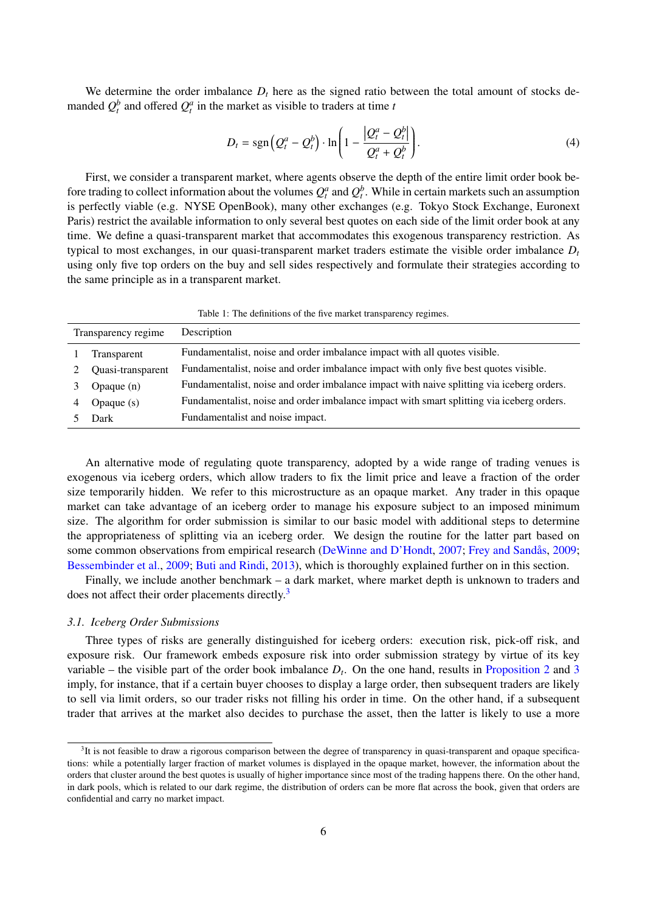We determine the order imbalance $D_t$ here as the signed ratio between the total amount of stocks demanded $Q_t^b$ and offered $Q_t^a$ in the market as visible to traders at time $t$

$$D_t = \text{sgn}\left(Q_t^a - Q_t^b\right) \cdot \ln\left(1 - \frac{\left|Q_t^a - Q_t^b\right|}{Q_t^a + Q_t^b}\right). \tag{4}$$

First, we consider a transparent market, where agents observe the depth of the entire limit order book before trading to collect information about the volumes $Q_t^a$ and $Q_t^b$. While in certain markets such an assumption is perfectly viable (e.g. NYSE OpenBook), many other exchanges (e.g. Tokyo Stock Exchange, Euronext Paris) restrict the available information to only several best quotes on each side of the limit order book at any time. We define a quasi-transparent market that accommodates this exogenous transparency restriction. As typical to most exchanges, in our quasi-transparent market traders estimate the visible order imbalance $D_t$ using only five top orders on the buy and sell sides respectively and formulate their strategies according to the same principle as in a transparent market.

Table 1: The definitions of the five market transparency regimes.

| | Transparency regime | Description |
|---|---|---|
| 1 | Transparent | Fundamentalist, noise and order imbalance impact with all quotes visible. |
| 2 | Quasi-transparent | Fundamentalist, noise and order imbalance impact with only five best quotes visible. |
| 3 | Opaque (n) | Fundamentalist, noise and order imbalance impact with naive splitting via iceberg orders. |
| 4 | Opaque (s) | Fundamentalist, noise and order imbalance impact with smart splitting via iceberg orders. |
| 5 | Dark | Fundamentalist and noise impact. |

An alternative mode of regulating quote transparency, adopted by a wide range of trading venues is exogenous via iceberg orders, which allow traders to fix the limit price and leave a fraction of the order size temporarily hidden. We refer to this microstructure as an opaque market. Any trader in this opaque market can take advantage of an iceberg order to manage his exposure subject to an imposed minimum size. The algorithm for order submission is similar to our basic model with additional steps to determine the appropriateness of splitting via an iceberg order. We design the routine for the latter part based on some common observations from empirical research (DeWinne and D'Hondt, 2007; Frey and Sandås, 2009; Bessembinder et al., 2009; Buti and Rindi, 2013), which is thoroughly explained further on in this section.

Finally, we include another benchmark – a dark market, where market depth is unknown to traders and does not affect their order placements directly.[3]

### 3.1. Iceberg Order Submissions

Three types of risks are generally distinguished for iceberg orders: execution risk, pick-off risk, and exposure risk. Our framework embeds exposure risk into order submission strategy by virtue of its key variable – the visible part of the order book imbalance $D_t$. On the one hand, results in Proposition 2 and 3 imply, for instance, that if a certain buyer chooses to display a large order, then subsequent traders are likely to sell via limit orders, so our trader risks not filling his order in time. On the other hand, if a subsequent trader that arrives at the market also decides to purchase the asset, then the latter is likely to use a more

[3] It is not feasible to draw a rigorous comparison between the degree of transparency in quasi-transparent and opaque specifications: while a potentially larger fraction of market volumes is displayed in the opaque market, however, the information about the orders that cluster around the best quotes is usually of higher importance since most of the trading happens there. On the other hand, in dark pools, which is related to our dark regime, the distribution of orders can be more flat across the book, given that orders are confidential and carry no market impact.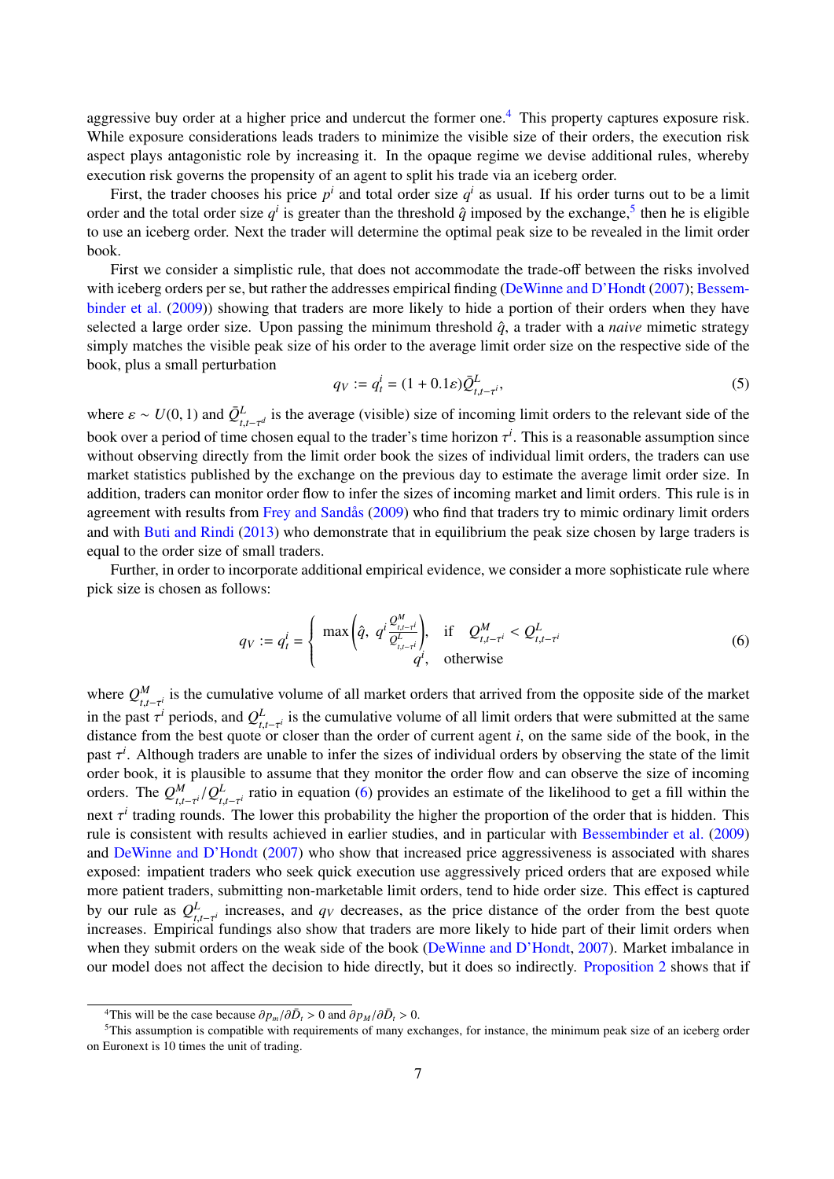aggressive buy order at a higher price and undercut the former one.[4] This property captures exposure risk. While exposure considerations leads traders to minimize the visible size of their orders, the execution risk aspect plays antagonistic role by increasing it. In the opaque regime we devise additional rules, whereby execution risk governs the propensity of an agent to split his trade via an iceberg order.

First, the trader chooses his price $p^i$ and total order size $q^i$ as usual. If his order turns out to be a limit order and the total order size $q^i$ is greater than the threshold $\hat{q}$ imposed by the exchange,[5] then he is eligible to use an iceberg order. Next the trader will determine the optimal peak size to be revealed in the limit order book.

First we consider a simplistic rule, that does not accommodate the trade-off between the risks involved with iceberg orders per se, but rather the addresses empirical finding (DeWinne and D'Hondt (2007); Bessembinder et al. (2009)) showing that traders are more likely to hide a portion of their orders when they have selected a large order size. Upon passing the minimum threshold $\hat{q}$, a trader with a *naive* mimetic strategy simply matches the visible peak size of his order to the average limit order size on the respective side of the book, plus a small perturbation

$$q_V := q_t^i = (1 + 0.1\varepsilon)\bar{Q}^L_{t,t-\tau^i}, \tag{5}$$

where $\varepsilon \sim U(0, 1)$ and $\bar{Q}^L_{t,t-\tau^i}$ is the average (visible) size of incoming limit orders to the relevant side of the book over a period of time chosen equal to the trader's time horizon $\tau^i$. This is a reasonable assumption since without observing directly from the limit order book the sizes of individual limit orders, the traders can use market statistics published by the exchange on the previous day to estimate the average limit order size. In addition, traders can monitor order flow to infer the sizes of incoming market and limit orders. This rule is in agreement with results from Frey and Sandås (2009) who find that traders try to mimic ordinary limit orders and with Buti and Rindi (2013) who demonstrate that in equilibrium the peak size chosen by large traders is equal to the order size of small traders.

Further, in order to incorporate additional empirical evidence, we consider a more sophisticated rule where pick size is chosen as follows:

$$q_V := q_t^i = \begin{cases} \max\left(\hat{q},\ q^i \frac{Q^M_{t,t-\tau^i}}{Q^L_{t,t-\tau^i}}\right), & \text{if} \quad Q^M_{t,t-\tau^i} < Q^L_{t,t-\tau^i} \\ q^i, & \text{otherwise} \end{cases} \tag{6}$$

where $Q^M_{t,t-\tau^i}$ is the cumulative volume of all market orders that arrived from the opposite side of the market in the past $\tau^i$ periods, and $Q^L_{t,t-\tau^i}$ is the cumulative volume of all limit orders that were submitted at the same distance from the best quote or closer than the order of current agent $i$, on the same side of the book, in the past $\tau^i$. Although traders are unable to infer the sizes of individual orders by observing the state of the limit order book, it is plausible to assume that they monitor the order flow and can observe the size of incoming orders. The $Q^M_{t,t-\tau^i}/Q^L_{t,t-\tau^i}$ ratio in equation (6) provides an estimate of the likelihood to get a fill within the next $\tau^i$ trading rounds. The lower this probability the higher the proportion of the order that is hidden. This rule is consistent with results achieved in earlier studies, and in particular with Bessembinder et al. (2009) and DeWinne and D'Hondt (2007) who show that increased price aggressiveness is associated with shares exposed: impatient traders who seek quick execution use aggressively priced orders that are exposed while more patient traders, submitting non-marketable limit orders, tend to hide order size. This effect is captured by our rule as $Q^L_{t,t-\tau^i}$ increases, and $q_V$ decreases, as the price distance of the order from the best quote increases. Empirical fundings also show that traders are more likely to hide part of their limit orders when they submit orders on the weak side of the book (DeWinne and D'Hondt, 2007). Market imbalance in our model does not affect the decision to hide directly, but it does so indirectly. Proposition 2 shows that if

[4] This will be the case because $\partial p_m/\partial \bar{D}_t > 0$ and $\partial p_M/\partial \bar{D}_t > 0$.

[5] This assumption is compatible with requirements of many exchanges, for instance, the minimum peak size of an iceberg order on Euronext is 10 times the unit of trading.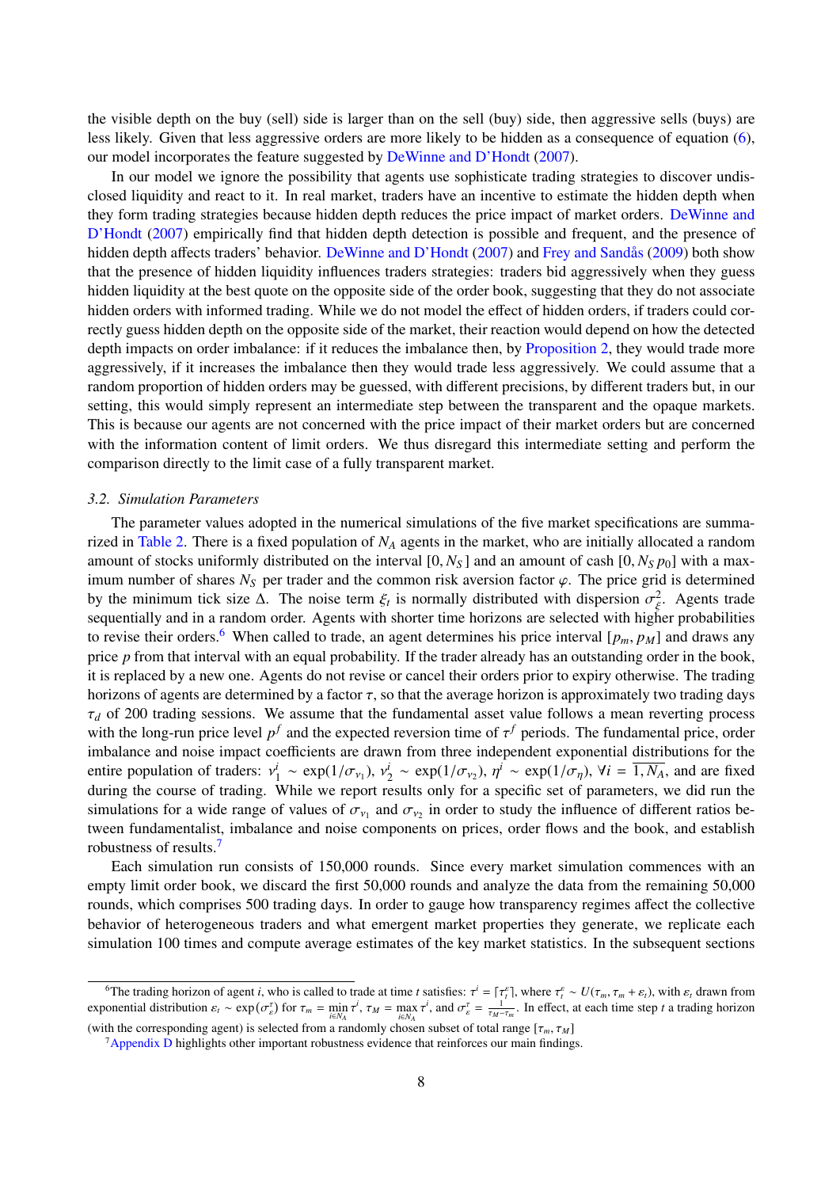the visible depth on the buy (sell) side is larger than on the sell (buy) side, then aggressive sells (buys) are less likely. Given that less aggressive orders are more likely to be hidden as a consequence of equation (6), our model incorporates the feature suggested by DeWinne and D'Hondt (2007).

In our model we ignore the possibility that agents use sophisticate trading strategies to discover undisclosed liquidity and react to it. In real market, traders have an incentive to estimate the hidden depth when they form trading strategies because hidden depth reduces the price impact of market orders. DeWinne and D'Hondt (2007) empirically find that hidden depth detection is possible and frequent, and the presence of hidden depth affects traders' behavior. DeWinne and D'Hondt (2007) and Frey and Sandås (2009) both show that the presence of hidden liquidity influences traders strategies: traders bid aggressively when they guess hidden liquidity at the best quote on the opposite side of the order book, suggesting that they do not associate hidden orders with informed trading. While we do not model the effect of hidden orders, if traders could correctly guess hidden depth on the opposite side of the market, their reaction would depend on how the detected depth impacts on order imbalance: if it reduces the imbalance then, by Proposition 2, they would trade more aggressively, if it increases the imbalance then they would trade less aggressively. We could assume that a random proportion of hidden orders may be guessed, with different precisions, by different traders but, in our setting, this would simply represent an intermediate step between the transparent and the opaque markets. This is because our agents are not concerned with the price impact of their market orders but are concerned with the information content of limit orders. We thus disregard this intermediate setting and perform the comparison directly to the limit case of a fully transparent market.

### *3.2. Simulation Parameters*

The parameter values adopted in the numerical simulations of the five market specifications are summarized in Table 2. There is a fixed population of $N_A$ agents in the market, who are initially allocated a random amount of stocks uniformly distributed on the interval $[0, N_S]$ and an amount of cash $[0, N_S\, p_0]$ with a maximum number of shares $N_S$ per trader and the common risk aversion factor $\varphi$. The price grid is determined by the minimum tick size $\Delta$. The noise term $\xi_t$ is normally distributed with dispersion $\sigma_\xi^2$. Agents trade sequentially and in a random order. Agents with shorter time horizons are selected with higher probabilities to revise their orders.[6] When called to trade, an agent determines his price interval $[p_m, p_M]$ and draws any price $p$ from that interval with an equal probability. If the trader already has an outstanding order in the book, it is replaced by a new one. Agents do not revise or cancel their orders prior to expiry otherwise. The trading horizons of agents are determined by a factor $\tau$, so that the average horizon is approximately two trading days $\tau_d$ of 200 trading sessions. We assume that the fundamental asset value follows a mean reverting process with the long-run price level $p^f$ and the expected reversion time of $\tau^f$ periods. The fundamental price, order imbalance and noise impact coefficients are drawn from three independent exponential distributions for the entire population of traders: $\nu_1^i \sim \exp(1/\sigma_{\nu_1})$, $\nu_2^i \sim \exp(1/\sigma_{\nu_2})$, $\eta^i \sim \exp(1/\sigma_\eta)$, $\forall i = \overline{1, N_A}$, and are fixed during the course of trading. While we report results only for a specific set of parameters, we did run the simulations for a wide range of values of $\sigma_{\nu_1}$ and $\sigma_{\nu_2}$ in order to study the influence of different ratios between fundamentalist, imbalance and noise components on prices, order flows and the book, and establish robustness of results.[7]

Each simulation run consists of 150,000 rounds. Since every market simulation commences with an empty limit order book, we discard the first 50,000 rounds and analyze the data from the remaining 50,000 rounds, which comprises 500 trading days. In order to gauge how transparency regimes affect the collective behavior of heterogeneous traders and what emergent market properties they generate, we replicate each simulation 100 times and compute average estimates of the key market statistics. In the subsequent sections

---

[6] The trading horizon of agent $i$, who is called to trade at time $t$ satisfies: $\tau^i = \lceil \tau_t^\varepsilon \rceil$, where $\tau_t^\varepsilon \sim U(\tau_m, \tau_m + \varepsilon_t)$, with $\varepsilon_t$ drawn from exponential distribution $\varepsilon_t \sim \exp(\sigma_\varepsilon^\tau)$ for $\tau_m = \min_{i \in N_A} \tau^i$, $\tau_M = \max_{i \in N_A} \tau^i$, and $\sigma_\varepsilon^\tau = \frac{1}{\tau_M - \tau_m}$. In effect, at each time step $t$ a trading horizon (with the corresponding agent) is selected from a randomly chosen subset of total range $[\tau_m, \tau_M]$

[7] Appendix D highlights other important robustness evidence that reinforces our main findings.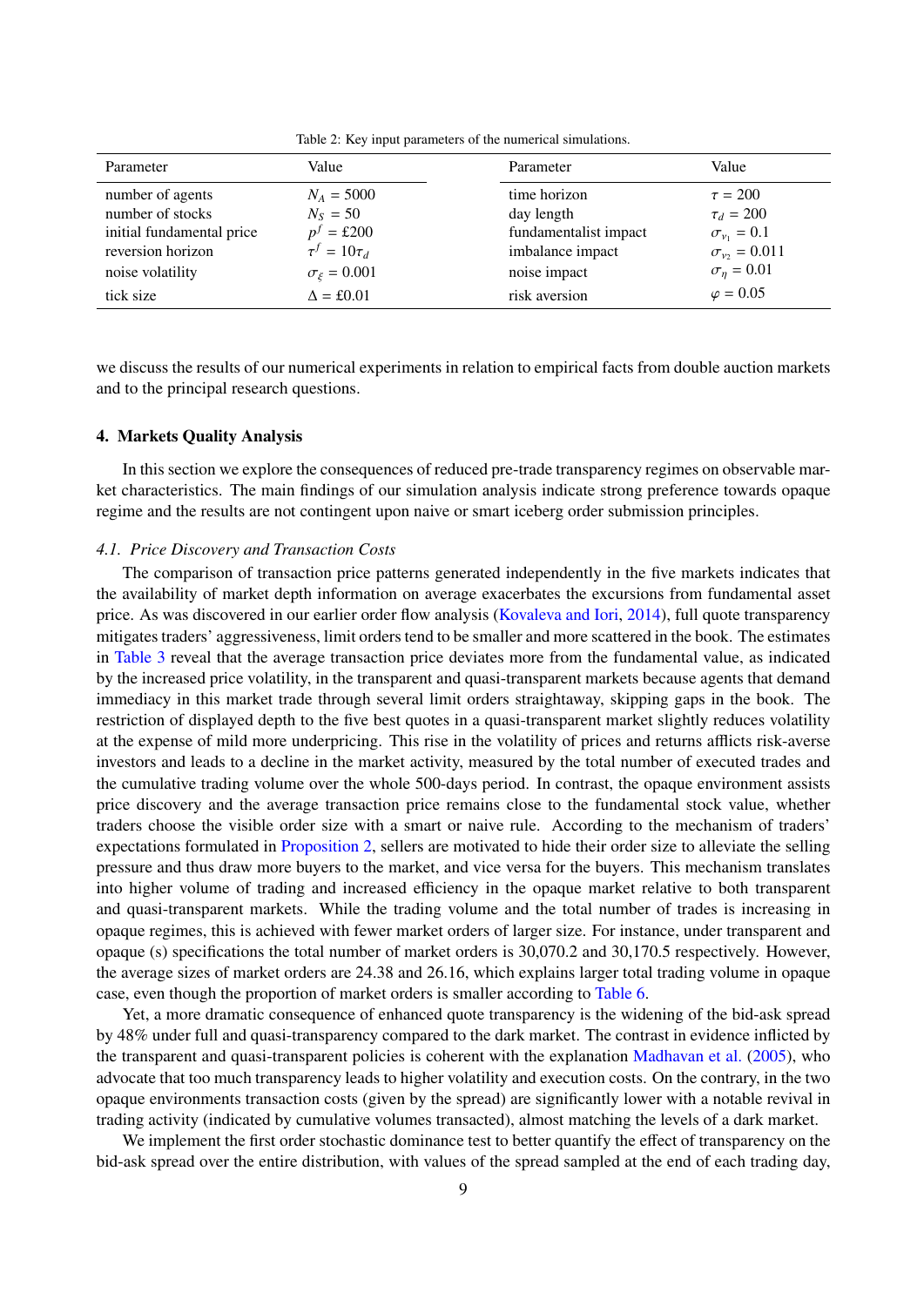Table 2: Key input parameters of the numerical simulations.

| Parameter | Value | Parameter | Value |
|---|---|---|---|
| number of agents | $N_A = 5000$ | time horizon | $\tau = 200$ |
| number of stocks | $N_S = 50$ | day length | $\tau_d = 200$ |
| initial fundamental price | $p^f = £200$ | fundamentalist impact | $\sigma_{\nu_1} = 0.1$ |
| reversion horizon | $\tau^f = 10\tau_d$ | imbalance impact | $\sigma_{\nu_2} = 0.011$ |
| noise volatility | $\sigma_\xi = 0.001$ | noise impact | $\sigma_\eta = 0.01$ |
| tick size | $\Delta = £0.01$ | risk aversion | $\varphi = 0.05$ |

we discuss the results of our numerical experiments in relation to empirical facts from double auction markets and to the principal research questions.

## 4. Markets Quality Analysis

In this section we explore the consequences of reduced pre-trade transparency regimes on observable market characteristics. The main findings of our simulation analysis indicate strong preference towards opaque regime and the results are not contingent upon naive or smart iceberg order submission principles.

### *4.1. Price Discovery and Transaction Costs*

The comparison of transaction price patterns generated independently in the five markets indicates that the availability of market depth information on average exacerbates the excursions from fundamental asset price. As was discovered in our earlier order flow analysis (Kovaleva and Iori, 2014), full quote transparency mitigates traders' aggressiveness, limit orders tend to be smaller and more scattered in the book. The estimates in Table 3 reveal that the average transaction price deviates more from the fundamental value, as indicated by the increased price volatility, in the transparent and quasi-transparent markets because agents that demand immediacy in this market trade through several limit orders straightaway, skipping gaps in the book. The restriction of displayed depth to the five best quotes in a quasi-transparent market slightly reduces volatility at the expense of mild more underpricing. This rise in the volatility of prices and returns afflicts risk-averse investors and leads to a decline in the market activity, measured by the total number of executed trades and the cumulative trading volume over the whole 500-days period. In contrast, the opaque environment assists price discovery and the average transaction price remains close to the fundamental stock value, whether traders choose the visible order size with a smart or naive rule. According to the mechanism of traders' expectations formulated in Proposition 2, sellers are motivated to hide their order size to alleviate the selling pressure and thus draw more buyers to the market, and vice versa for the buyers. This mechanism translates into higher volume of trading and increased efficiency in the opaque market relative to both transparent and quasi-transparent markets. While the trading volume and the total number of trades is increasing in opaque regimes, this is achieved with fewer market orders of larger size. For instance, under transparent and opaque (s) specifications the total number of market orders is 30,070.2 and 30,170.5 respectively. However, the average sizes of market orders are 24.38 and 26.16, which explains larger total trading volume in opaque case, even though the proportion of market orders is smaller according to Table 6.

Yet, a more dramatic consequence of enhanced quote transparency is the widening of the bid-ask spread by 48% under full and quasi-transparency compared to the dark market. The contrast in evidence inflicted by the transparent and quasi-transparent policies is coherent with the explanation Madhavan et al. (2005), who advocate that too much transparency leads to higher volatility and execution costs. On the contrary, in the two opaque environments transaction costs (given by the spread) are significantly lower with a notable revival in trading activity (indicated by cumulative volumes transacted), almost matching the levels of a dark market.

We implement the first order stochastic dominance test to better quantify the effect of transparency on the bid-ask spread over the entire distribution, with values of the spread sampled at the end of each trading day,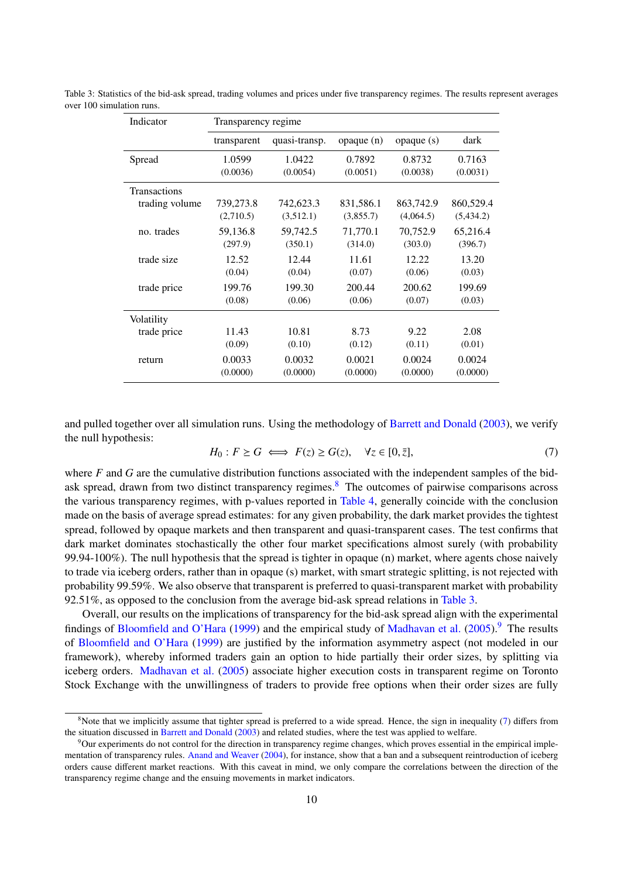Table 3: Statistics of the bid-ask spread, trading volumes and prices under five transparency regimes. The results represent averages over 100 simulation runs.

| Indicator | Transparency regime | | | | |
|---|---|---|---|---|---|
| | transparent | quasi-transp. | opaque (n) | opaque (s) | dark |
| Spread | 1.0599 | 1.0422 | 0.7892 | 0.8732 | 0.7163 |
| | (0.0036) | (0.0054) | (0.0051) | (0.0038) | (0.0031) |
| Transactions | | | | | |
| trading volume | 739,273.8 | 742,623.3 | 831,586.1 | 863,742.9 | 860,529.4 |
| | (2,710.5) | (3,512.1) | (3,855.7) | (4,064.5) | (5,434.2) |
| no. trades | 59,136.8 | 59,742.5 | 71,770.1 | 70,752.9 | 65,216.4 |
| | (297.9) | (350.1) | (314.0) | (303.0) | (396.7) |
| trade size | 12.52 | 12.44 | 11.61 | 12.22 | 13.20 |
| | (0.04) | (0.04) | (0.07) | (0.06) | (0.03) |
| trade price | 199.76 | 199.30 | 200.44 | 200.62 | 199.69 |
| | (0.08) | (0.06) | (0.06) | (0.07) | (0.03) |
| Volatility | | | | | |
| trade price | 11.43 | 10.81 | 8.73 | 9.22 | 2.08 |
| | (0.09) | (0.10) | (0.12) | (0.11) | (0.01) |
| return | 0.0033 | 0.0032 | 0.0021 | 0.0024 | 0.0024 |
| | (0.0000) | (0.0000) | (0.0000) | (0.0000) | (0.0000) |

and pulled together over all simulation runs. Using the methodology of Barrett and Donald (2003), we verify the null hypothesis:

$$H_0 : F \geq G \iff F(z) \geq G(z), \quad \forall z \in [0, \bar{z}], \tag{7}$$

where $F$ and $G$ are the cumulative distribution functions associated with the independent samples of the bid-ask spread, drawn from two distinct transparency regimes.[8] The outcomes of pairwise comparisons across the various transparency regimes, with p-values reported in Table 4, generally coincide with the conclusion made on the basis of average spread estimates: for any given probability, the dark market provides the tightest spread, followed by opaque markets and then transparent and quasi-transparent cases. The test confirms that dark market dominates stochastically the other four market specifications almost surely (with probability 99.94-100%). The null hypothesis that the spread is tighter in opaque (n) market, where agents chose naively to trade via iceberg orders, rather than in opaque (s) market, with smart strategic splitting, is not rejected with probability 99.59%. We also observe that transparent is preferred to quasi-transparent market with probability 92.51%, as opposed to the conclusion from the average bid-ask spread relations in Table 3.

Overall, our results on the implications of transparency for the bid-ask spread align with the experimental findings of Bloomfield and O'Hara (1999) and the empirical study of Madhavan et al. (2005).[9] The results of Bloomfield and O'Hara (1999) are justified by the information asymmetry aspect (not modeled in our framework), whereby informed traders gain an option to hide partially their order sizes, by splitting via iceberg orders. Madhavan et al. (2005) associate higher execution costs in transparent regime on Toronto Stock Exchange with the unwillingness of traders to provide free options when their order sizes are fully

[8] Note that we implicitly assume that tighter spread is preferred to a wide spread. Hence, the sign in inequality (7) differs from the situation discussed in Barrett and Donald (2003) and related studies, where the test was applied to welfare.

[9] Our experiments do not control for the direction in transparency regime changes, which proves essential in the empirical implementation of transparency rules. Anand and Weaver (2004), for instance, show that a ban and a subsequent reintroduction of iceberg orders cause different market reactions. With this caveat in mind, we only compare the correlations between the direction of the transparency regime change and the ensuing movements in market indicators.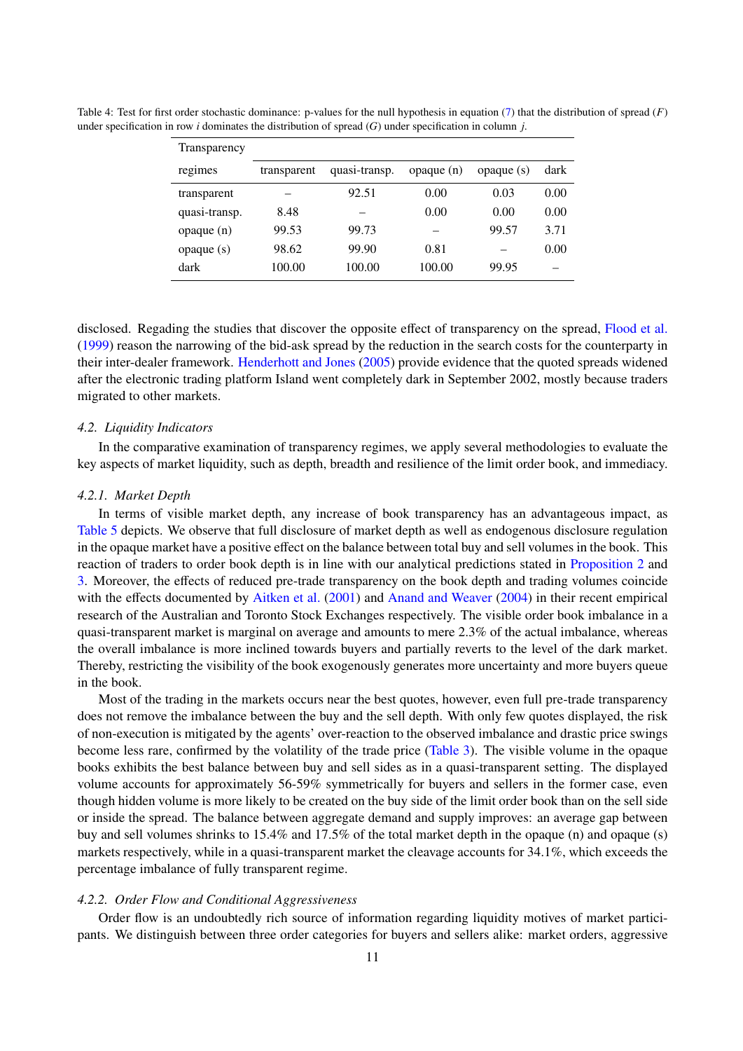Table 4: Test for first order stochastic dominance: p-values for the null hypothesis in equation (7) that the distribution of spread ($F$) under specification in row $i$ dominates the distribution of spread ($G$) under specification in column $j$.

| Transparency regimes | transparent | quasi-transp. | opaque (n) | opaque (s) | dark |
|---|---|---|---|---|---|
| transparent | – | 92.51 | 0.00 | 0.03 | 0.00 |
| quasi-transp. | 8.48 | – | 0.00 | 0.00 | 0.00 |
| opaque (n) | 99.53 | 99.73 | – | 99.57 | 3.71 |
| opaque (s) | 98.62 | 99.90 | 0.81 | – | 0.00 |
| dark | 100.00 | 100.00 | 100.00 | 99.95 | – |

disclosed. Regading the studies that discover the opposite effect of transparency on the spread, Flood et al. (1999) reason the narrowing of the bid-ask spread by the reduction in the search costs for the counterparty in their inter-dealer framework. Henderhott and Jones (2005) provide evidence that the quoted spreads widened after the electronic trading platform Island went completely dark in September 2002, mostly because traders migrated to other markets.

### *4.2. Liquidity Indicators*

In the comparative examination of transparency regimes, we apply several methodologies to evaluate the key aspects of market liquidity, such as depth, breadth and resilience of the limit order book, and immediacy.

#### *4.2.1. Market Depth*

In terms of visible market depth, any increase of book transparency has an advantageous impact, as Table 5 depicts. We observe that full disclosure of market depth as well as endogenous disclosure regulation in the opaque market have a positive effect on the balance between total buy and sell volumes in the book. This reaction of traders to order book depth is in line with our analytical predictions stated in Proposition 2 and 3. Moreover, the effects of reduced pre-trade transparency on the book depth and trading volumes coincide with the effects documented by Aitken et al. (2001) and Anand and Weaver (2004) in their recent empirical research of the Australian and Toronto Stock Exchanges respectively. The visible order book imbalance in a quasi-transparent market is marginal on average and amounts to mere 2.3% of the actual imbalance, whereas the overall imbalance is more inclined towards buyers and partially reverts to the level of the dark market. Thereby, restricting the visibility of the book exogenously generates more uncertainty and more buyers queue in the book.

Most of the trading in the markets occurs near the best quotes, however, even full pre-trade transparency does not remove the imbalance between the buy and the sell depth. With only few quotes displayed, the risk of non-execution is mitigated by the agents' over-reaction to the observed imbalance and drastic price swings become less rare, confirmed by the volatility of the trade price (Table 3). The visible volume in the opaque books exhibits the best balance between buy and sell sides as in a quasi-transparent setting. The displayed volume accounts for approximately 56-59% symmetrically for buyers and sellers in the former case, even though hidden volume is more likely to be created on the buy side of the limit order book than on the sell side or inside the spread. The balance between aggregate demand and supply improves: an average gap between buy and sell volumes shrinks to 15.4% and 17.5% of the total market depth in the opaque (n) and opaque (s) markets respectively, while in a quasi-transparent market the cleavage accounts for 34.1%, which exceeds the percentage imbalance of fully transparent regime.

#### *4.2.2. Order Flow and Conditional Aggressiveness*

Order flow is an undoubtedly rich source of information regarding liquidity motives of market participants. We distinguish between three order categories for buyers and sellers alike: market orders, aggressive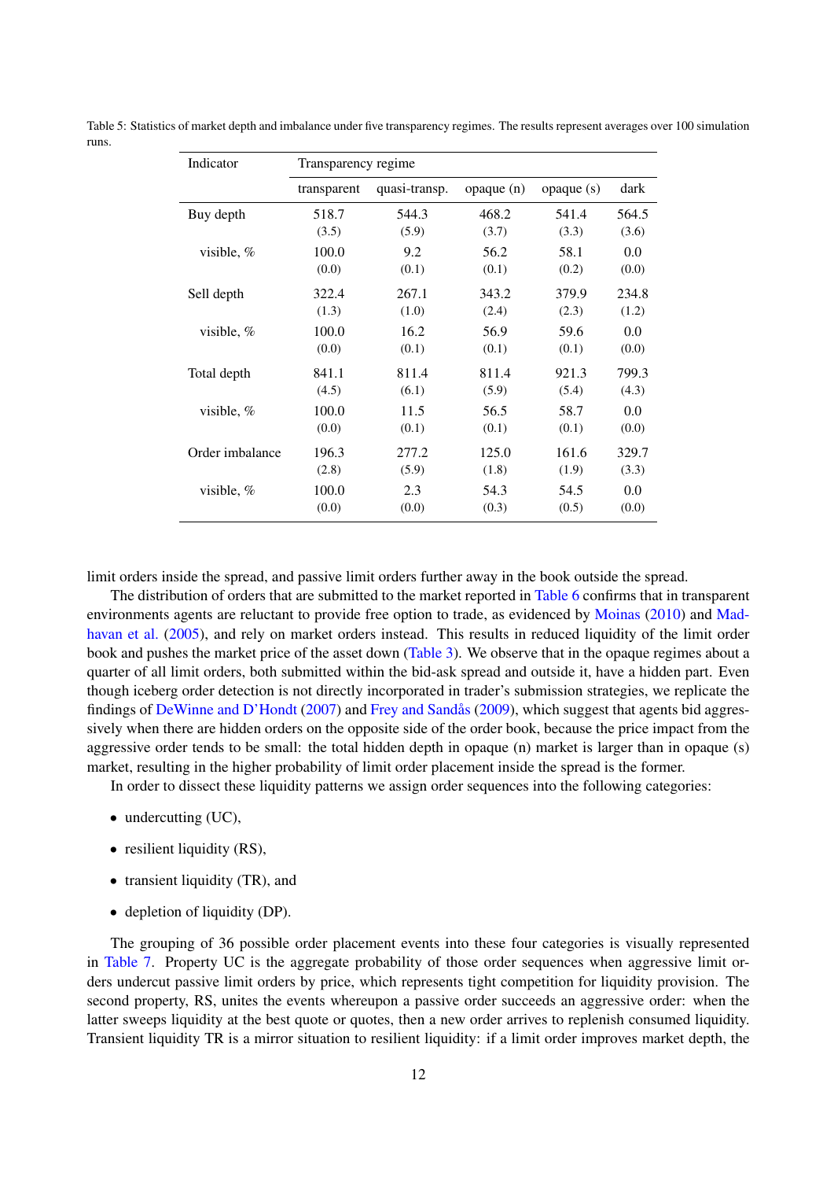Table 5: Statistics of market depth and imbalance under five transparency regimes. The results represent averages over 100 simulation runs.

| Indicator | Transparency regime | | | | |
|---|---|---|---|---|---|
| | transparent | quasi-transp. | opaque (n) | opaque (s) | dark |
| Buy depth | 518.7 | 544.3 | 468.2 | 541.4 | 564.5 |
| | (3.5) | (5.9) | (3.7) | (3.3) | (3.6) |
| visible, % | 100.0 | 9.2 | 56.2 | 58.1 | 0.0 |
| | (0.0) | (0.1) | (0.1) | (0.2) | (0.0) |
| Sell depth | 322.4 | 267.1 | 343.2 | 379.9 | 234.8 |
| | (1.3) | (1.0) | (2.4) | (2.3) | (1.2) |
| visible, % | 100.0 | 16.2 | 56.9 | 59.6 | 0.0 |
| | (0.0) | (0.1) | (0.1) | (0.1) | (0.0) |
| Total depth | 841.1 | 811.4 | 811.4 | 921.3 | 799.3 |
| | (4.5) | (6.1) | (5.9) | (5.4) | (4.3) |
| visible, % | 100.0 | 11.5 | 56.5 | 58.7 | 0.0 |
| | (0.0) | (0.1) | (0.1) | (0.1) | (0.0) |
| Order imbalance | 196.3 | 277.2 | 125.0 | 161.6 | 329.7 |
| | (2.8) | (5.9) | (1.8) | (1.9) | (3.3) |
| visible, % | 100.0 | 2.3 | 54.3 | 54.5 | 0.0 |
| | (0.0) | (0.0) | (0.3) | (0.5) | (0.0) |

limit orders inside the spread, and passive limit orders further away in the book outside the spread.

The distribution of orders that are submitted to the market reported in Table 6 confirms that in transparent environments agents are reluctant to provide free option to trade, as evidenced by Moinas (2010) and Madhavan et al. (2005), and rely on market orders instead. This results in reduced liquidity of the limit order book and pushes the market price of the asset down (Table 3). We observe that in the opaque regimes about a quarter of all limit orders, both submitted within the bid-ask spread and outside it, have a hidden part. Even though iceberg order detection is not directly incorporated in trader's submission strategies, we replicate the findings of DeWinne and D'Hondt (2007) and Frey and Sandås (2009), which suggest that agents bid aggressively when there are hidden orders on the opposite side of the order book, because the price impact from the aggressive order tends to be small: the total hidden depth in opaque (n) market is larger than in opaque (s) market, resulting in the higher probability of limit order placement inside the spread is the former.

In order to dissect these liquidity patterns we assign order sequences into the following categories:

- undercutting (UC),
- resilient liquidity (RS),
- transient liquidity (TR), and
- depletion of liquidity (DP).

The grouping of 36 possible order placement events into these four categories is visually represented in Table 7. Property UC is the aggregate probability of those order sequences when aggressive limit orders undercut passive limit orders by price, which represents tight competition for liquidity provision. The second property, RS, unites the events whereupon a passive order succeeds an aggressive order: when the latter sweeps liquidity at the best quote or quotes, then a new order arrives to replenish consumed liquidity. Transient liquidity TR is a mirror situation to resilient liquidity: if a limit order improves market depth, the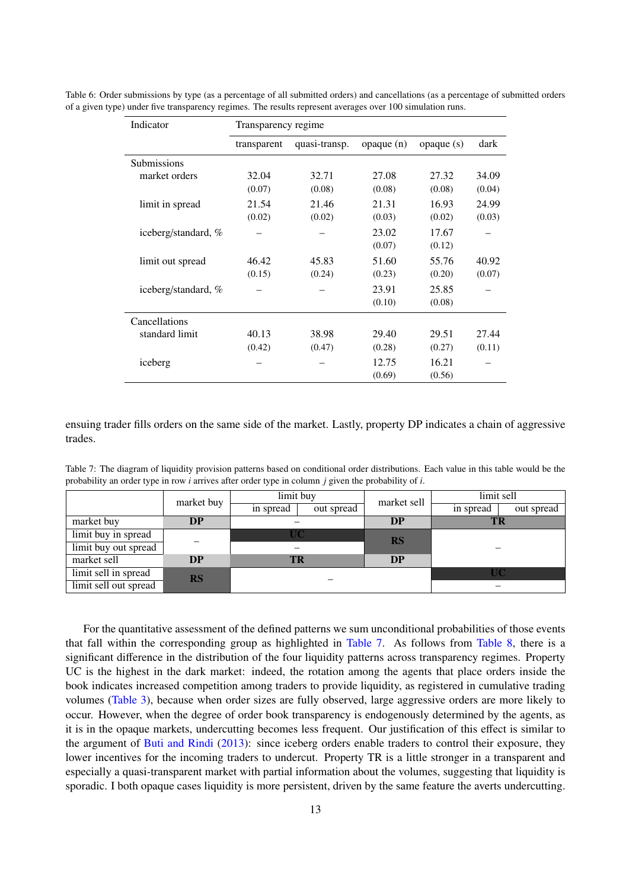Table 6: Order submissions by type (as a percentage of all submitted orders) and cancellations (as a percentage of submitted orders of a given type) under five transparency regimes. The results represent averages over 100 simulation runs.

| Indicator | Transparency regime | | | | |
|---|---|---|---|---|---|
| | transparent | quasi-transp. | opaque (n) | opaque (s) | dark |
| **Submissions** | | | | | |
| market orders | 32.04 | 32.71 | 27.08 | 27.32 | 34.09 |
| | (0.07) | (0.08) | (0.08) | (0.08) | (0.04) |
| limit in spread | 21.54 | 21.46 | 21.31 | 16.93 | 24.99 |
| | (0.02) | (0.02) | (0.03) | (0.02) | (0.03) |
| iceberg/standard, % | – | – | 23.02 | 17.67 | – |
| | | | (0.07) | (0.12) | |
| limit out spread | 46.42 | 45.83 | 51.60 | 55.76 | 40.92 |
| | (0.15) | (0.24) | (0.23) | (0.20) | (0.07) |
| iceberg/standard, % | – | – | 23.91 | 25.85 | – |
| | | | (0.10) | (0.08) | |
| **Cancellations** | | | | | |
| standard limit | 40.13 | 38.98 | 29.40 | 29.51 | 27.44 |
| | (0.42) | (0.47) | (0.28) | (0.27) | (0.11) |
| iceberg | – | – | 12.75 | 16.21 | – |
| | | | (0.69) | (0.56) | |

ensuing trader fills orders on the same side of the market. Lastly, property DP indicates a chain of aggressive trades.

Table 7: The diagram of liquidity provision patterns based on conditional order distributions. Each value in this table would be the probability an order type in row $i$ arrives after order type in column $j$ given the probability of $i$.

| | market buy | limit buy | | market sell | limit sell | |
|---|---|---|---|---|---|---|
| | | in spread | out spread | | in spread | out spread |
| market buy | **DP** | – | – | **DP** | **TR** | **TR** |
| limit buy in spread | – | **UC** | **UC** | **RS** | – | – |
| limit buy out spread | – | – | – | **RS** | – | – |
| market sell | **DP** | **TR** | **TR** | **DP** | – | – |
| limit sell in spread | **RS** | – | – | – | **UC** | **UC** |
| limit sell out spread | **RS** | – | – | – | – | – |

For the quantitative assessment of the defined patterns we sum unconditional probabilities of those events that fall within the corresponding group as highlighted in Table 7. As follows from Table 8, there is a significant difference in the distribution of the four liquidity patterns across transparency regimes. Property UC is the highest in the dark market: indeed, the rotation among the agents that place orders inside the book indicates increased competition among traders to provide liquidity, as registered in cumulative trading volumes (Table 3), because when order sizes are fully observed, large aggressive orders are more likely to occur. However, when the degree of order book transparency is endogenously determined by the agents, as it is in the opaque markets, undercutting becomes less frequent. Our justification of this effect is similar to the argument of Buti and Rindi (2013): since iceberg orders enable traders to control their exposure, they lower incentives for the incoming traders to undercut. Property TR is a little stronger in a transparent and especially a quasi-transparent market with partial information about the volumes, suggesting that liquidity is sporadic. I both opaque cases liquidity is more persistent, driven by the same feature the averts undercutting.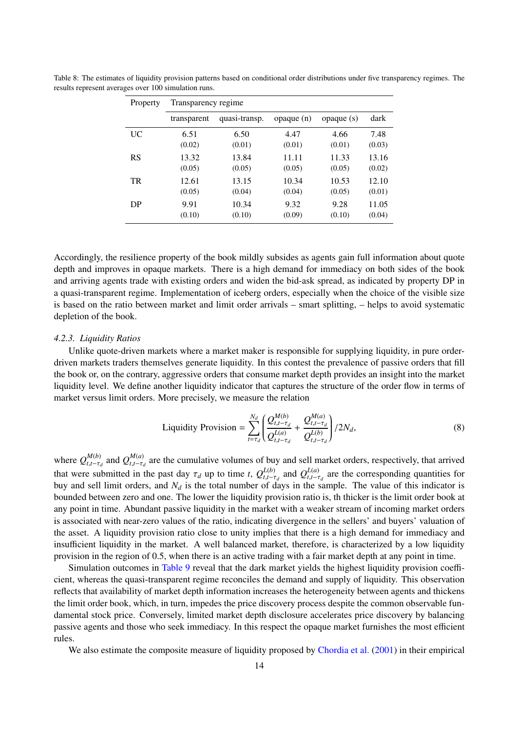Table 8: The estimates of liquidity provision patterns based on conditional order distributions under five transparency regimes. The results represent averages over 100 simulation runs.

| Property | Transparency regime | | | | |
|---|---|---|---|---|---|
| | transparent | quasi-transp. | opaque (n) | opaque (s) | dark |
| UC | 6.51 | 6.50 | 4.47 | 4.66 | 7.48 |
| | (0.02) | (0.01) | (0.01) | (0.01) | (0.03) |
| RS | 13.32 | 13.84 | 11.11 | 11.33 | 13.16 |
| | (0.05) | (0.05) | (0.05) | (0.05) | (0.02) |
| TR | 12.61 | 13.15 | 10.34 | 10.53 | 12.10 |
| | (0.05) | (0.04) | (0.04) | (0.05) | (0.01) |
| DP | 9.91 | 10.34 | 9.32 | 9.28 | 11.05 |
| | (0.10) | (0.10) | (0.09) | (0.10) | (0.04) |

Accordingly, the resilience property of the book mildly subsides as agents gain full information about quote depth and improves in opaque markets. There is a high demand for immediacy on both sides of the book and arriving agents trade with existing orders and widen the bid-ask spread, as indicated by property DP in a quasi-transparent regime. Implementation of iceberg orders, especially when the choice of the visible size is based on the ratio between market and limit order arrivals – smart splitting, – helps to avoid systematic depletion of the book.

#### *4.2.3. Liquidity Ratios*

Unlike quote-driven markets where a market maker is responsible for supplying liquidity, in pure order-driven markets traders themselves generate liquidity. In this contest the prevalence of passive orders that fill the book or, on the contrary, aggressive orders that consume market depth provides an insight into the market liquidity level. We define another liquidity indicator that captures the structure of the order flow in terms of market versus limit orders. More precisely, we measure the relation

$$\text{Liquidity Provision} = \sum_{t=\tau_d}^{N_d} \left( \frac{Q^{M(b)}_{t,t-\tau_d}}{Q^{L(a)}_{t,t-\tau_d}} + \frac{Q^{M(a)}_{t,t-\tau_d}}{Q^{L(b)}_{t,t-\tau_d}} \right) / 2N_d, \tag{8}$$

where $Q^{M(b)}_{t,t-\tau_d}$ and $Q^{M(a)}_{t,t-\tau_d}$ are the cumulative volumes of buy and sell market orders, respectively, that arrived that were submitted in the past day $\tau_d$ up to time $t$, $Q^{L(b)}_{t,t-\tau_d}$ and $Q^{L(a)}_{t,t-\tau_d}$ are the corresponding quantities for buy and sell limit orders, and $N_d$ is the total number of days in the sample. The value of this indicator is bounded between zero and one. The lower the liquidity provision ratio is, th thicker is the limit order book at any point in time. Abundant passive liquidity in the market with a weaker stream of incoming market orders is associated with near-zero values of the ratio, indicating divergence in the sellers' and buyers' valuation of the asset. A liquidity provision ratio close to unity implies that there is a high demand for immediacy and insufficient liquidity in the market. A well balanced market, therefore, is characterized by a low liquidity provision in the region of 0.5, when there is an active trading with a fair market depth at any point in time.

Simulation outcomes in Table 9 reveal that the dark market yields the highest liquidity provision coefficient, whereas the quasi-transparent regime reconciles the demand and supply of liquidity. This observation reflects that availability of market depth information increases the heterogeneity between agents and thickens the limit order book which, in turn, impedes the price discovery process despite the common observable fundamental stock price. Conversely, limited market depth disclosure accelerates price discovery by balancing passive agents and those who seek immediacy. In this respect the opaque market furnishes the most efficient rules.

We also estimate the composite measure of liquidity proposed by Chordia et al. (2001) in their empirical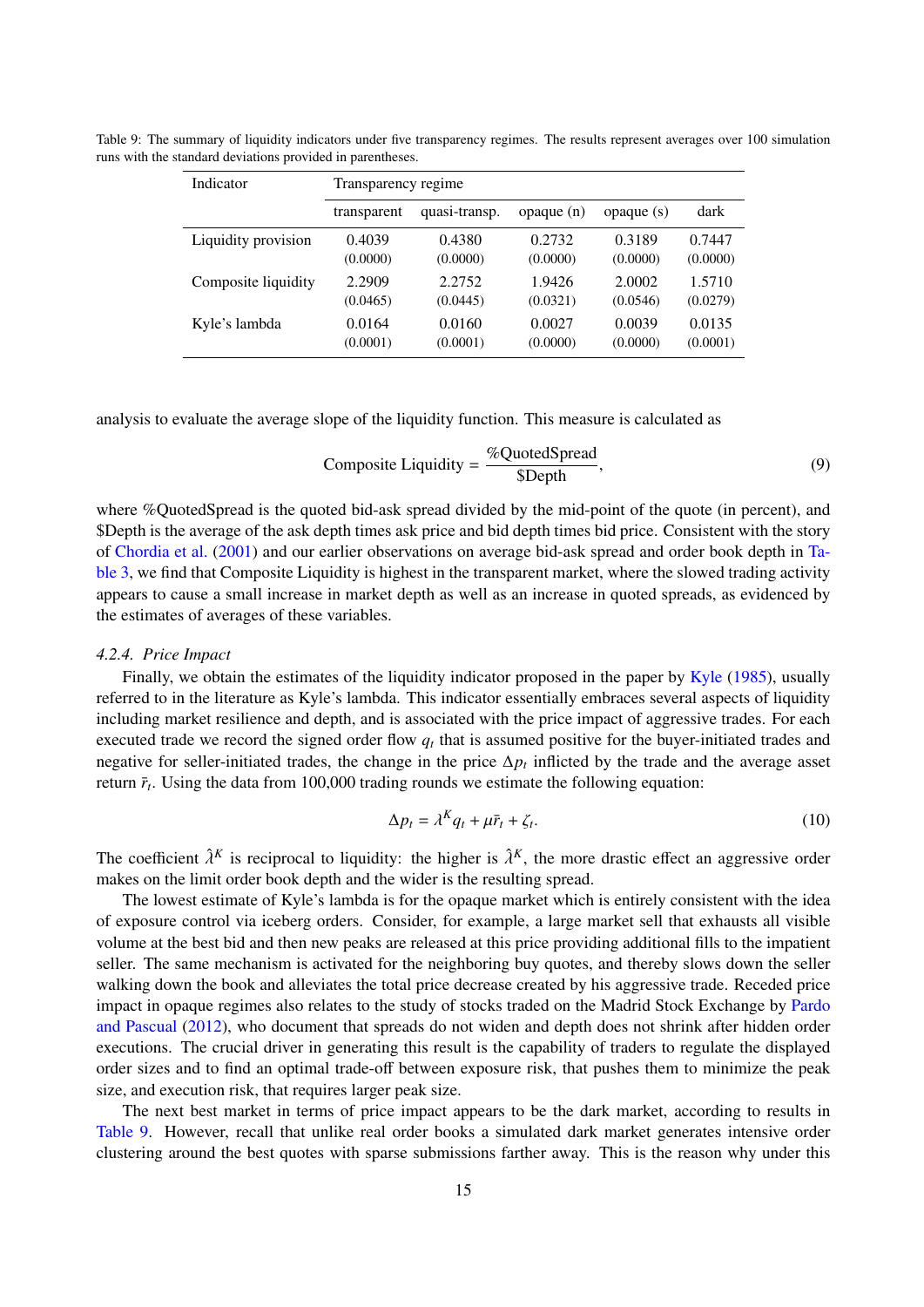Table 9: The summary of liquidity indicators under five transparency regimes. The results represent averages over 100 simulation runs with the standard deviations provided in parentheses.

| Indicator | Transparency regime | | | | |
|---|---|---|---|---|---|
| | transparent | quasi-transp. | opaque (n) | opaque (s) | dark |
| Liquidity provision | 0.4039 | 0.4380 | 0.2732 | 0.3189 | 0.7447 |
| | (0.0000) | (0.0000) | (0.0000) | (0.0000) | (0.0000) |
| Composite liquidity | 2.2909 | 2.2752 | 1.9426 | 2.0002 | 1.5710 |
| | (0.0465) | (0.0445) | (0.0321) | (0.0546) | (0.0279) |
| Kyle's lambda | 0.0164 | 0.0160 | 0.0027 | 0.0039 | 0.0135 |
| | (0.0001) | (0.0001) | (0.0000) | (0.0000) | (0.0001) |

analysis to evaluate the average slope of the liquidity function. This measure is calculated as

$$\text{Composite Liquidity} = \frac{\%\text{QuotedSpread}}{\$\text{Depth}}, \tag{9}$$

where %QuotedSpread is the quoted bid-ask spread divided by the mid-point of the quote (in percent), and $Depth is the average of the ask depth times ask price and bid depth times bid price. Consistent with the story of Chordia et al. (2001) and our earlier observations on average bid-ask spread and order book depth in Table 3, we find that Composite Liquidity is highest in the transparent market, where the slowed trading activity appears to cause a small increase in market depth as well as an increase in quoted spreads, as evidenced by the estimates of averages of these variables.

#### 4.2.4. Price Impact

Finally, we obtain the estimates of the liquidity indicator proposed in the paper by Kyle (1985), usually referred to in the literature as Kyle's lambda. This indicator essentially embraces several aspects of liquidity including market resilience and depth, and is associated with the price impact of aggressive trades. For each executed trade we record the signed order flow $q_t$ that is assumed positive for the buyer-initiated trades and negative for seller-initiated trades, the change in the price $\Delta p_t$ inflicted by the trade and the average asset return $\bar{r}_t$. Using the data from 100,000 trading rounds we estimate the following equation:

$$\Delta p_t = \lambda^K q_t + \mu \bar{r}_t + \zeta_t. \tag{10}$$

The coefficient $\hat{\lambda}^K$ is reciprocal to liquidity: the higher is $\hat{\lambda}^K$, the more drastic effect an aggressive order makes on the limit order book depth and the wider is the resulting spread.

The lowest estimate of Kyle's lambda is for the opaque market which is entirely consistent with the idea of exposure control via iceberg orders. Consider, for example, a large market sell that exhausts all visible volume at the best bid and then new peaks are released at this price providing additional fills to the impatient seller. The same mechanism is activated for the neighboring buy quotes, and thereby slows down the seller walking down the book and alleviates the total price decrease created by his aggressive trade. Receded price impact in opaque regimes also relates to the study of stocks traded on the Madrid Stock Exchange by Pardo and Pascual (2012), who document that spreads do not widen and depth does not shrink after hidden order executions. The crucial driver in generating this result is the capability of traders to regulate the displayed order sizes and to find an optimal trade-off between exposure risk, that pushes them to minimize the peak size, and execution risk, that requires larger peak size.

The next best market in terms of price impact appears to be the dark market, according to results in Table 9. However, recall that unlike real order books a simulated dark market generates intensive order clustering around the best quotes with sparse submissions farther away. This is the reason why under this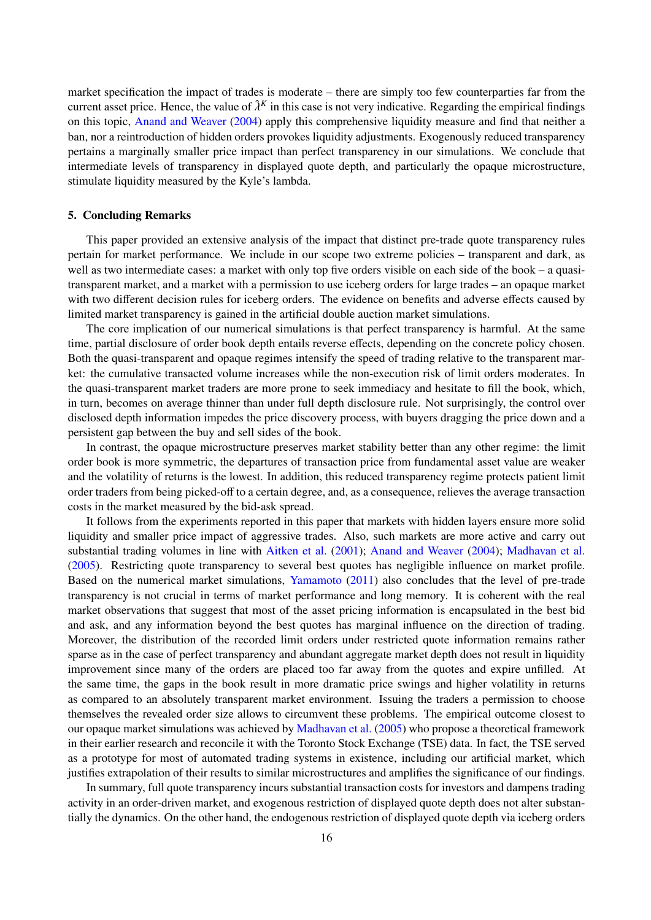market specification the impact of trades is moderate – there are simply too few counterparties far from the current asset price. Hence, the value of $\hat{\lambda}^K$ in this case is not very indicative. Regarding the empirical findings on this topic, Anand and Weaver (2004) apply this comprehensive liquidity measure and find that neither a ban, nor a reintroduction of hidden orders provokes liquidity adjustments. Exogenously reduced transparency pertains a marginally smaller price impact than perfect transparency in our simulations. We conclude that intermediate levels of transparency in displayed quote depth, and particularly the opaque microstructure, stimulate liquidity measured by the Kyle's lambda.

## 5. Concluding Remarks

This paper provided an extensive analysis of the impact that distinct pre-trade quote transparency rules pertain for market performance. We include in our scope two extreme policies – transparent and dark, as well as two intermediate cases: a market with only top five orders visible on each side of the book – a quasi-transparent market, and a market with a permission to use iceberg orders for large trades – an opaque market with two different decision rules for iceberg orders. The evidence on benefits and adverse effects caused by limited market transparency is gained in the artificial double auction market simulations.

The core implication of our numerical simulations is that perfect transparency is harmful. At the same time, partial disclosure of order book depth entails reverse effects, depending on the concrete policy chosen. Both the quasi-transparent and opaque regimes intensify the speed of trading relative to the transparent market: the cumulative transacted volume increases while the non-execution risk of limit orders moderates. In the quasi-transparent market traders are more prone to seek immediacy and hesitate to fill the book, which, in turn, becomes on average thinner than under full depth disclosure rule. Not surprisingly, the control over disclosed depth information impedes the price discovery process, with buyers dragging the price down and a persistent gap between the buy and sell sides of the book.

In contrast, the opaque microstructure preserves market stability better than any other regime: the limit order book is more symmetric, the departures of transaction price from fundamental asset value are weaker and the volatility of returns is the lowest. In addition, this reduced transparency regime protects patient limit order traders from being picked-off to a certain degree, and, as a consequence, relieves the average transaction costs in the market measured by the bid-ask spread.

It follows from the experiments reported in this paper that markets with hidden layers ensure more solid liquidity and smaller price impact of aggressive trades. Also, such markets are more active and carry out substantial trading volumes in line with Aitken et al. (2001); Anand and Weaver (2004); Madhavan et al. (2005). Restricting quote transparency to several best quotes has negligible influence on market profile. Based on the numerical market simulations, Yamamoto (2011) also concludes that the level of pre-trade transparency is not crucial in terms of market performance and long memory. It is coherent with the real market observations that suggest that most of the asset pricing information is encapsulated in the best bid and ask, and any information beyond the best quotes has marginal influence on the direction of trading. Moreover, the distribution of the recorded limit orders under restricted quote information remains rather sparse as in the case of perfect transparency and abundant aggregate market depth does not result in liquidity improvement since many of the orders are placed too far away from the quotes and expire unfilled. At the same time, the gaps in the book result in more dramatic price swings and higher volatility in returns as compared to an absolutely transparent market environment. Issuing the traders a permission to choose themselves the revealed order size allows to circumvent these problems. The empirical outcome closest to our opaque market simulations was achieved by Madhavan et al. (2005) who propose a theoretical framework in their earlier research and reconcile it with the Toronto Stock Exchange (TSE) data. In fact, the TSE served as a prototype for most of automated trading systems in existence, including our artificial market, which justifies extrapolation of their results to similar microstructures and amplifies the significance of our findings.

In summary, full quote transparency incurs substantial transaction costs for investors and dampens trading activity in an order-driven market, and exogenous restriction of displayed quote depth does not alter substantially the dynamics. On the other hand, the endogenous restriction of displayed quote depth via iceberg orders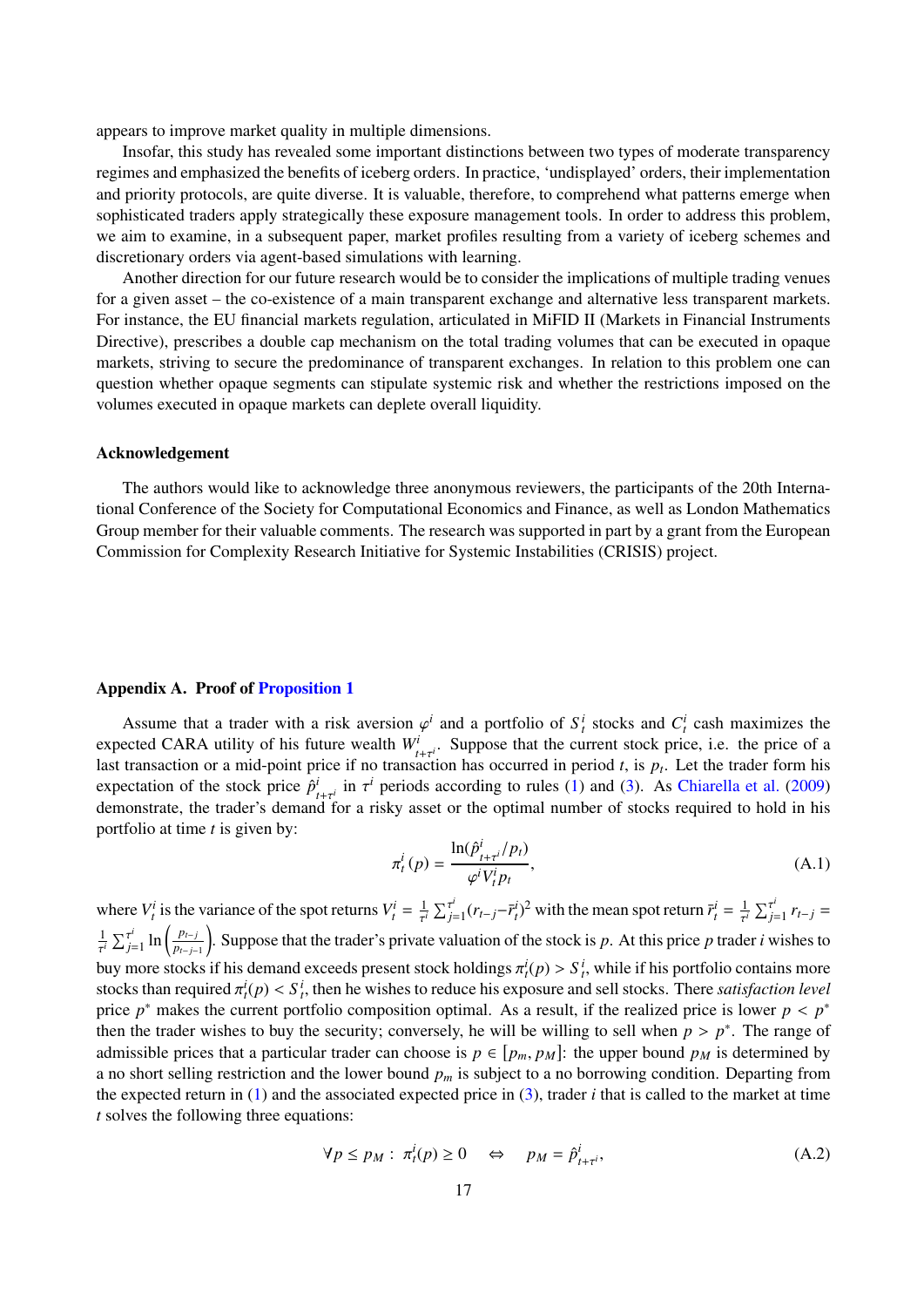appears to improve market quality in multiple dimensions.

Insofar, this study has revealed some important distinctions between two types of moderate transparency regimes and emphasized the benefits of iceberg orders. In practice, 'undisplayed' orders, their implementation and priority protocols, are quite diverse. It is valuable, therefore, to comprehend what patterns emerge when sophisticated traders apply strategically these exposure management tools. In order to address this problem, we aim to examine, in a subsequent paper, market profiles resulting from a variety of iceberg schemes and discretionary orders via agent-based simulations with learning.

Another direction for our future research would be to consider the implications of multiple trading venues for a given asset – the co-existence of a main transparent exchange and alternative less transparent markets. For instance, the EU financial markets regulation, articulated in MiFID II (Markets in Financial Instruments Directive), prescribes a double cap mechanism on the total trading volumes that can be executed in opaque markets, striving to secure the predominance of transparent exchanges. In relation to this problem one can question whether opaque segments can stipulate systemic risk and whether the restrictions imposed on the volumes executed in opaque markets can deplete overall liquidity.

### Acknowledgement

The authors would like to acknowledge three anonymous reviewers, the participants of the 20th International Conference of the Society for Computational Economics and Finance, as well as London Mathematics Group member for their valuable comments. The research was supported in part by a grant from the European Commission for Complexity Research Initiative for Systemic Instabilities (CRISIS) project.

## Appendix A. Proof of Proposition 1

Assume that a trader with a risk aversion $\varphi^i$ and a portfolio of $S_t^i$ stocks and $C_t^i$ cash maximizes the expected CARA utility of his future wealth $W^i_{t+\tau^i}$. Suppose that the current stock price, i.e. the price of a last transaction or a mid-point price if no transaction has occurred in period $t$, is $p_t$. Let the trader form his expectation of the stock price $\hat{p}^i_{t+\tau^i}$ in $\tau^i$ periods according to rules (1) and (3). As Chiarella et al. (2009) demonstrate, the trader's demand for a risky asset or the optimal number of stocks required to hold in his portfolio at time $t$ is given by:

$$\pi_t^i(p) = \frac{\ln(\hat{p}^i_{t+\tau^i}/p_t)}{\varphi^i V_t^i p_t}, \tag{A.1}$$

where $V_t^i$ is the variance of the spot returns $V_t^i = \frac{1}{\tau^i}\sum_{j=1}^{\tau^i}(r_{t-j}-\bar{r}_t^i)^2$ with the mean spot return $\bar{r}_t^i = \frac{1}{\tau^i}\sum_{j=1}^{\tau^i} r_{t-j} = \frac{1}{\tau^i}\sum_{j=1}^{\tau^i}\ln\left(\frac{p_{t-j}}{p_{t-j-1}}\right)$. Suppose that the trader's private valuation of the stock is $p$. At this price $p$ trader $i$ wishes to buy more stocks if his demand exceeds present stock holdings $\pi_t^i(p) > S_t^i$, while if his portfolio contains more stocks than required $\pi_t^i(p) < S_t^i$, then he wishes to reduce his exposure and sell stocks. There *satisfaction level* price $p^*$ makes the current portfolio composition optimal. As a result, if the realized price is lower $p < p^*$ then the trader wishes to buy the security; conversely, he will be willing to sell when $p > p^*$. The range of admissible prices that a particular trader can choose is $p \in [p_m, p_M]$: the upper bound $p_M$ is determined by a no short selling restriction and the lower bound $p_m$ is subject to a no borrowing condition. Departing from the expected return in (1) and the associated expected price in (3), trader $i$ that is called to the market at time $t$ solves the following three equations:

$$\forall p \leq p_M : \; \pi_t^i(p) \geq 0 \quad \Leftrightarrow \quad p_M = \hat{p}^i_{t+\tau^i}, \tag{A.2}$$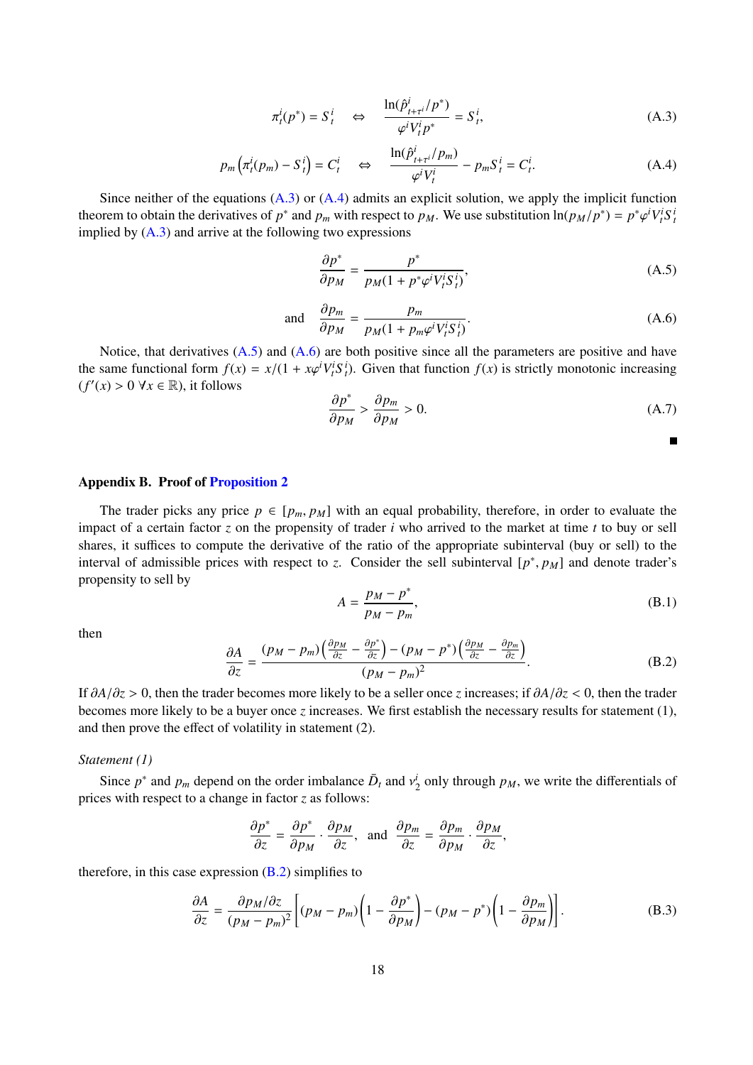$$\pi_t^i(p^*) = S_t^i \quad \Leftrightarrow \quad \frac{\ln(\hat{p}^i_{t+\tau^i}/p^*)}{\varphi^i V_t^i p^*} = S_t^i, \tag{A.3}$$

$$p_m\left(\pi_t^i(p_m) - S_t^i\right) = C_t^i \quad \Leftrightarrow \quad \frac{\ln(\hat{p}^i_{t+\tau^i}/p_m)}{\varphi^i V_t^i} - p_m S_t^i = C_t^i. \tag{A.4}$$

Since neither of the equations (A.3) or (A.4) admits an explicit solution, we apply the implicit function theorem to obtain the derivatives of $p^*$ and $p_m$ with respect to $p_M$. We use substitution $\ln(p_M/p^*) = p^*\varphi^i V_t^i S_t^i$ implied by (A.3) and arrive at the following two expressions

$$\frac{\partial p^*}{\partial p_M} = \frac{p^*}{p_M(1 + p^*\varphi^i V_t^i S_t^i)}, \tag{A.5}$$

$$\text{and} \quad \frac{\partial p_m}{\partial p_M} = \frac{p_m}{p_M(1 + p_m\varphi^i V_t^i S_t^i)}. \tag{A.6}$$

Notice, that derivatives (A.5) and (A.6) are both positive since all the parameters are positive and have the same functional form $f(x) = x/(1 + x\varphi^i V_t^i S_t^i)$. Given that function $f(x)$ is strictly monotonic increasing ($f'(x) > 0 \; \forall x \in \mathbb{R}$), it follows

$$\frac{\partial p^*}{\partial p_M} > \frac{\partial p_m}{\partial p_M} > 0. \tag{A.7}$$

■

## Appendix B. Proof of Proposition 2

The trader picks any price $p \in [p_m, p_M]$ with an equal probability, therefore, in order to evaluate the impact of a certain factor $z$ on the propensity of trader $i$ who arrived to the market at time $t$ to buy or sell shares, it suffices to compute the derivative of the ratio of the appropriate subinterval (buy or sell) to the interval of admissible prices with respect to $z$. Consider the sell subinterval $[p^*, p_M]$ and denote trader's propensity to sell by

$$A = \frac{p_M - p^*}{p_M - p_m}, \tag{B.1}$$

then

$$\frac{\partial A}{\partial z} = \frac{(p_M - p_m)\left(\frac{\partial p_M}{\partial z} - \frac{\partial p^*}{\partial z}\right) - (p_M - p^*)\left(\frac{\partial p_M}{\partial z} - \frac{\partial p_m}{\partial z}\right)}{(p_M - p_m)^2}. \tag{B.2}$$

If $\partial A/\partial z > 0$, then the trader becomes more likely to be a seller once $z$ increases; if $\partial A/\partial z < 0$, then the trader becomes more likely to be a buyer once $z$ increases. We first establish the necessary results for statement (1), and then prove the effect of volatility in statement (2).

*Statement (1)*

Since $p^*$ and $p_m$ depend on the order imbalance $\bar{D}_t$ and $\nu_2^i$ only through $p_M$, we write the differentials of prices with respect to a change in factor $z$ as follows:

$$\frac{\partial p^*}{\partial z} = \frac{\partial p^*}{\partial p_M} \cdot \frac{\partial p_M}{\partial z}, \quad \text{and} \quad \frac{\partial p_m}{\partial z} = \frac{\partial p_m}{\partial p_M} \cdot \frac{\partial p_M}{\partial z},$$

therefore, in this case expression (B.2) simplifies to

$$\frac{\partial A}{\partial z} = \frac{\partial p_M/\partial z}{(p_M - p_m)^2}\left[(p_M - p_m)\left(1 - \frac{\partial p^*}{\partial p_M}\right) - (p_M - p^*)\left(1 - \frac{\partial p_m}{\partial p_M}\right)\right]. \tag{B.3}$$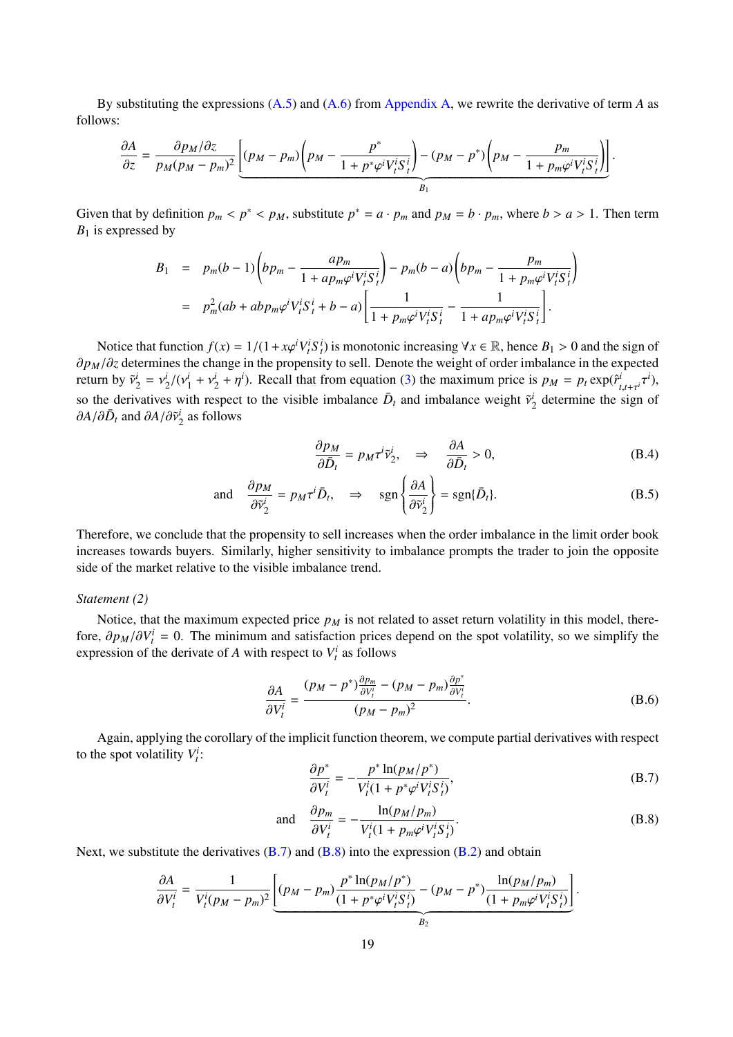By substituting the expressions (A.5) and (A.6) from Appendix A, we rewrite the derivative of term $A$ as follows:

$$\frac{\partial A}{\partial z} = \frac{\partial p_M/\partial z}{p_M(p_M - p_m)^2}\underbrace{\left[(p_M - p_m)\left(p_M - \frac{p^*}{1 + p^*\varphi^i V_t^i S_t^i}\right) - (p_M - p^*)\left(p_M - \frac{p_m}{1 + p_m\varphi^i V_t^i S_t^i}\right)\right]}_{B_1}.$$

Given that by definition $p_m < p^* < p_M$, substitute $p^* = a \cdot p_m$ and $p_M = b \cdot p_m$, where $b > a > 1$. Then term $B_1$ is expressed by

$$\begin{aligned}
B_1 &= p_m(b-1)\left(bp_m - \frac{ap_m}{1 + ap_m\varphi^i V_t^i S_t^i}\right) - p_m(b-a)\left(bp_m - \frac{p_m}{1 + p_m\varphi^i V_t^i S_t^i}\right) \\
&= p_m^2(ab + abp_m\varphi^i V_t^i S_t^i + b - a)\left[\frac{1}{1 + p_m\varphi^i V_t^i S_t^i} - \frac{1}{1 + ap_m\varphi^i V_t^i S_t^i}\right].
\end{aligned}$$

Notice that function $f(x) = 1/(1 + x\varphi^i V_t^i S_t^i)$ is monotonic increasing $\forall x \in \mathbb{R}$, hence $B_1 > 0$ and the sign of $\partial p_M/\partial z$ determines the change in the propensity to sell. Denote the weight of order imbalance in the expected return by $\tilde{\nu}_2^i = \nu_2^i/(\nu_1^i + \nu_2^i + \eta^i)$. Recall that from equation (3) the maximum price is $p_M = p_t \exp(\hat{r}^i_{t,t+\tau^i}\tau^i)$, so the derivatives with respect to the visible imbalance $\bar{D}_t$ and imbalance weight $\tilde{\nu}_2^i$ determine the sign of $\partial A/\partial \bar{D}_t$ and $\partial A/\partial \tilde{\nu}_2^i$ as follows

$$\frac{\partial p_M}{\partial \bar{D}_t} = p_M \tau^i \tilde{\nu}_2^i, \quad \Rightarrow \quad \frac{\partial A}{\partial \bar{D}_t} > 0, \tag{B.4}$$

$$\text{and} \quad \frac{\partial p_M}{\partial \tilde{\nu}_2^i} = p_M \tau^i \bar{D}_t, \quad \Rightarrow \quad \text{sgn}\left\{\frac{\partial A}{\partial \tilde{\nu}_2^i}\right\} = \text{sgn}\{\bar{D}_t\}. \tag{B.5}$$

Therefore, we conclude that the propensity to sell increases when the order imbalance in the limit order book increases towards buyers. Similarly, higher sensitivity to imbalance prompts the trader to join the opposite side of the market relative to the visible imbalance trend.

*Statement (2)*

Notice, that the maximum expected price $p_M$ is not related to asset return volatility in this model, therefore, $\partial p_M/\partial V_t^i = 0$. The minimum and satisfaction prices depend on the spot volatility, so we simplify the expression of the derivate of $A$ with respect to $V_t^i$ as follows

$$\frac{\partial A}{\partial V_t^i} = \frac{(p_M - p^*)\frac{\partial p_m}{\partial V_t^i} - (p_M - p_m)\frac{\partial p^*}{\partial V_t^i}}{(p_M - p_m)^2}. \tag{B.6}$$

Again, applying the corollary of the implicit function theorem, we compute partial derivatives with respect to the spot volatility $V_t^i$:

$$\frac{\partial p^*}{\partial V_t^i} = -\frac{p^* \ln(p_M/p^*)}{V_t^i(1 + p^*\varphi^i V_t^i S_t^i)}, \tag{B.7}$$

$$\text{and} \quad \frac{\partial p_m}{\partial V_t^i} = -\frac{\ln(p_M/p_m)}{V_t^i(1 + p_m\varphi^i V_t^i S_t^i)}. \tag{B.8}$$

Next, we substitute the derivatives (B.7) and (B.8) into the expression (B.2) and obtain

$$\frac{\partial A}{\partial V_t^i} = \frac{1}{V_t^i(p_M - p_m)^2}\underbrace{\left[(p_M - p_m)\frac{p^* \ln(p_M/p^*)}{(1 + p^*\varphi^i V_t^i S_t^i)} - (p_M - p^*)\frac{\ln(p_M/p_m)}{(1 + p_m\varphi^i V_t^i S_t^i)}\right]}_{B_2}.$$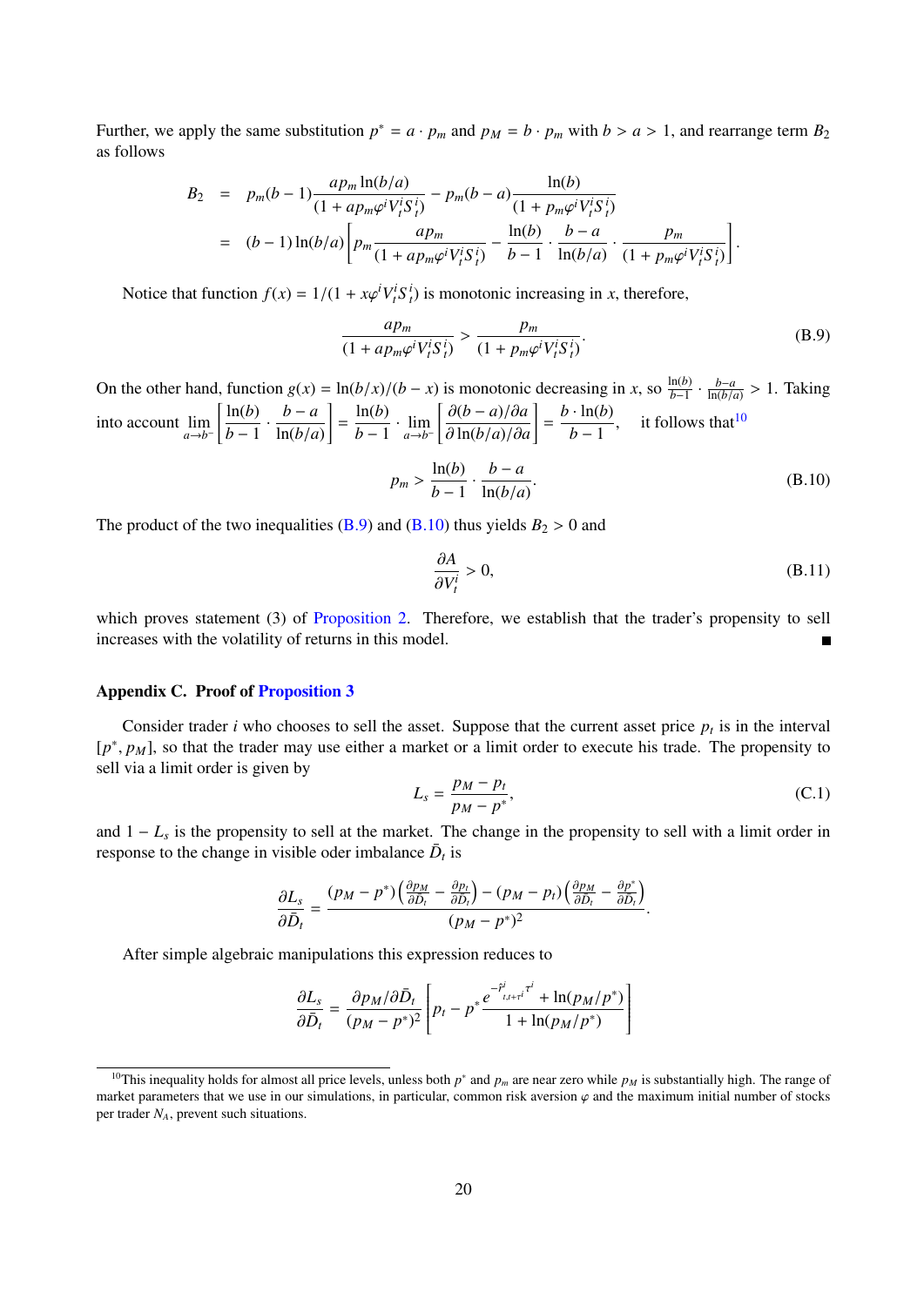Further, we apply the same substitution $p^* = a \cdot p_m$ and $p_M = b \cdot p_m$ with $b > a > 1$, and rearrange term $B_2$ as follows

$$
\begin{aligned}
B_2 &= p_m(b-1)\frac{ap_m \ln(b/a)}{(1+ap_m\varphi^i V_t^i S_t^i)} - p_m(b-a)\frac{\ln(b)}{(1+p_m\varphi^i V_t^i S_t^i)} \\
&= (b-1)\ln(b/a)\left[p_m \frac{ap_m}{(1+ap_m\varphi^i V_t^i S_t^i)} - \frac{\ln(b)}{b-1}\cdot\frac{b-a}{\ln(b/a)}\cdot\frac{p_m}{(1+p_m\varphi^i V_t^i S_t^i)}\right].
\end{aligned}
$$

Notice that function $f(x) = 1/(1 + x\varphi^i V_t^i S_t^i)$ is monotonic increasing in $x$, therefore,

$$
\frac{ap_m}{(1+ap_m\varphi^i V_t^i S_t^i)} > \frac{p_m}{(1+p_m\varphi^i V_t^i S_t^i)}. \tag{B.9}
$$

On the other hand, function $g(x) = \ln(b/x)/(b - x)$ is monotonic decreasing in $x$, so $\frac{\ln(b)}{b-1}\cdot\frac{b-a}{\ln(b/a)} > 1$. Taking into account $\lim_{a\to b^-}\left[\frac{\ln(b)}{b-1}\cdot\frac{b-a}{\ln(b/a)}\right] = \frac{\ln(b)}{b-1}\cdot\lim_{a\to b^-}\left[\frac{\partial(b-a)/\partial a}{\partial \ln(b/a)/\partial a}\right] = \frac{b\cdot\ln(b)}{b-1}$, it follows that[10]

$$
p_m > \frac{\ln(b)}{b-1}\cdot\frac{b-a}{\ln(b/a)}. \tag{B.10}
$$

The product of the two inequalities (B.9) and (B.10) thus yields $B_2 > 0$ and

$$
\frac{\partial A}{\partial V_t^i} > 0, \tag{B.11}
$$

which proves statement (3) of Proposition 2. Therefore, we establish that the trader's propensity to sell increases with the volatility of returns in this model. ■

## Appendix C. Proof of Proposition 3

Consider trader $i$ who chooses to sell the asset. Suppose that the current asset price $p_t$ is in the interval $[p^*, p_M]$, so that the trader may use either a market or a limit order to execute his trade. The propensity to sell via a limit order is given by

$$
L_s = \frac{p_M - p_t}{p_M - p^*}, \tag{C.1}
$$

and $1 - L_s$ is the propensity to sell at the market. The change in the propensity to sell with a limit order in response to the change in visible oder imbalance $\bar{D}_t$ is

$$
\frac{\partial L_s}{\partial \bar{D}_t} = \frac{(p_M - p^*)\left(\frac{\partial p_M}{\partial \bar{D}_t} - \frac{\partial p_t}{\partial \bar{D}_t}\right) - (p_M - p_t)\left(\frac{\partial p_M}{\partial \bar{D}_t} - \frac{\partial p^*}{\partial \bar{D}_t}\right)}{(p_M - p^*)^2}.
$$

After simple algebraic manipulations this expression reduces to

$$
\frac{\partial L_s}{\partial \bar{D}_t} = \frac{\partial p_M/\partial \bar{D}_t}{(p_M - p^*)^2}\left[p_t - p^* \frac{e^{-\bar{r}^i_{t,t+\tau^i}\tau^i} + \ln(p_M/p^*)}{1+\ln(p_M/p^*)}\right]
$$

[10] This inequality holds for almost all price levels, unless both $p^*$ and $p_m$ are near zero while $p_M$ is substantially high. The range of market parameters that we use in our simulations, in particular, common risk aversion $\varphi$ and the maximum initial number of stocks per trader $N_A$, prevent such situations.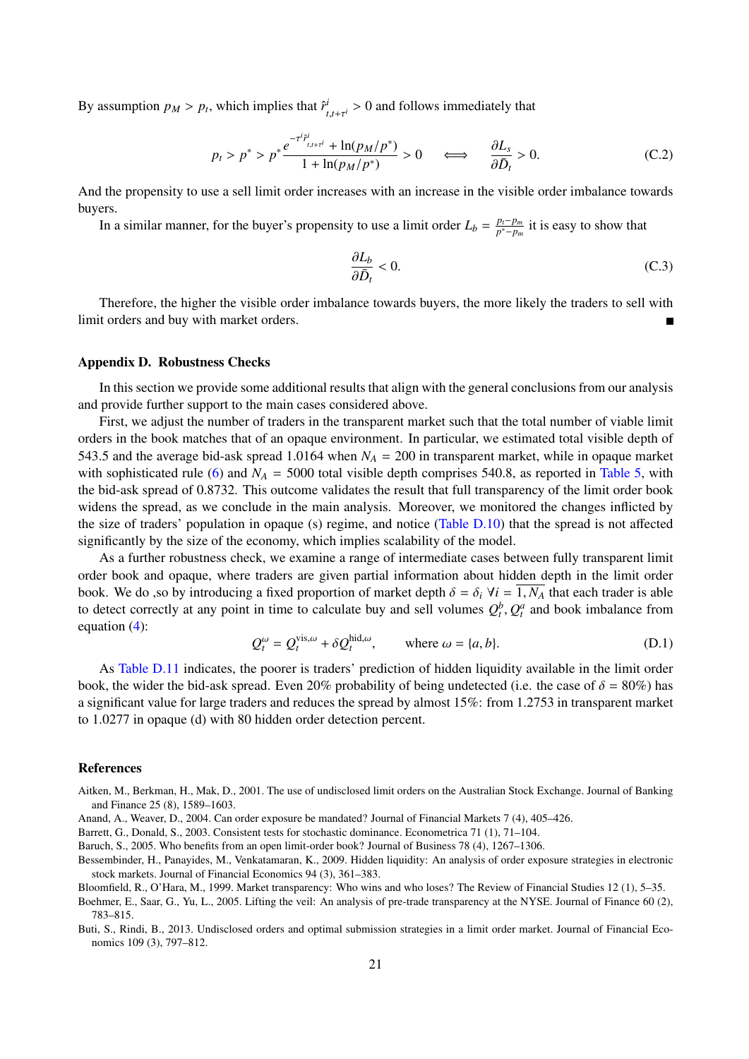By assumption $p_M > p_t$, which implies that $\hat{r}^i_{t,t+\tau^i} > 0$ and follows immediately that

$$p_t > p^* > p^* \frac{e^{-\tau^i \hat{r}^i_{t,t+\tau^i}} + \ln(p_M/p^*)}{1 + \ln(p_M/p^*)} > 0 \quad \Longleftrightarrow \quad \frac{\partial L_s}{\partial \bar{D}_t} > 0. \tag{C.2}$$

And the propensity to use a sell limit order increases with an increase in the visible order imbalance towards buyers.

In a similar manner, for the buyer's propensity to use a limit order $L_b = \frac{p_t - p_m}{p^* - p_m}$ it is easy to show that

$$\frac{\partial L_b}{\partial \bar{D}_t} < 0. \tag{C.3}$$

Therefore, the higher the visible order imbalance towards buyers, the more likely the traders to sell with limit orders and buy with market orders. ■

## Appendix D. Robustness Checks

In this section we provide some additional results that align with the general conclusions from our analysis and provide further support to the main cases considered above.

First, we adjust the number of traders in the transparent market such that the total number of viable limit orders in the book matches that of an opaque environment. In particular, we estimated total visible depth of 543.5 and the average bid-ask spread 1.0164 when $N_A = 200$ in transparent market, while in opaque market with sophisticated rule (6) and $N_A = 5000$ total visible depth comprises 540.8, as reported in Table 5, with the bid-ask spread of 0.8732. This outcome validates the result that full transparency of the limit order book widens the spread, as we conclude in the main analysis. Moreover, we monitored the changes inflicted by the size of traders' population in opaque (s) regime, and notice (Table D.10) that the spread is not affected significantly by the size of the economy, which implies scalability of the model.

As a further robustness check, we examine a range of intermediate cases between fully transparent limit order book and opaque, where traders are given partial information about hidden depth in the limit order book. We do ,so by introducing a fixed proportion of market depth $\delta = \delta_i \; \forall i = \overline{1, N_A}$ that each trader is able to detect correctly at any point in time to calculate buy and sell volumes $Q^b_t, Q^a_t$ and book imbalance from equation (4):

$$Q^\omega_t = Q^{\text{vis},\omega}_t + \delta Q^{\text{hid},\omega}_t, \qquad \text{where } \omega = \{a, b\}. \tag{D.1}$$

As Table D.11 indicates, the poorer is traders' prediction of hidden liquidity available in the limit order book, the wider the bid-ask spread. Even 20% probability of being undetected (i.e. the case of $\delta = 80\%$) has a significant value for large traders and reduces the spread by almost 15%: from 1.2753 in transparent market to 1.0277 in opaque (d) with 80 hidden order detection percent.

## References

Aitken, M., Berkman, H., Mak, D., 2001. The use of undisclosed limit orders on the Australian Stock Exchange. Journal of Banking and Finance 25 (8), 1589–1603.

Anand, A., Weaver, D., 2004. Can order exposure be mandated? Journal of Financial Markets 7 (4), 405–426.

Barrett, G., Donald, S., 2003. Consistent tests for stochastic dominance. Econometrica 71 (1), 71–104.

Baruch, S., 2005. Who benefits from an open limit-order book? Journal of Business 78 (4), 1267–1306.

Bessembinder, H., Panayides, M., Venkatamaran, K., 2009. Hidden liquidity: An analysis of order exposure strategies in electronic stock markets. Journal of Financial Economics 94 (3), 361–383.

Bloomfield, R., O'Hara, M., 1999. Market transparency: Who wins and who loses? The Review of Financial Studies 12 (1), 5–35.

Boehmer, E., Saar, G., Yu, L., 2005. Lifting the veil: An analysis of pre-trade transparency at the NYSE. Journal of Finance 60 (2), 783–815.

Buti, S., Rindi, B., 2013. Undisclosed orders and optimal submission strategies in a limit order market. Journal of Financial Economics 109 (3), 797–812.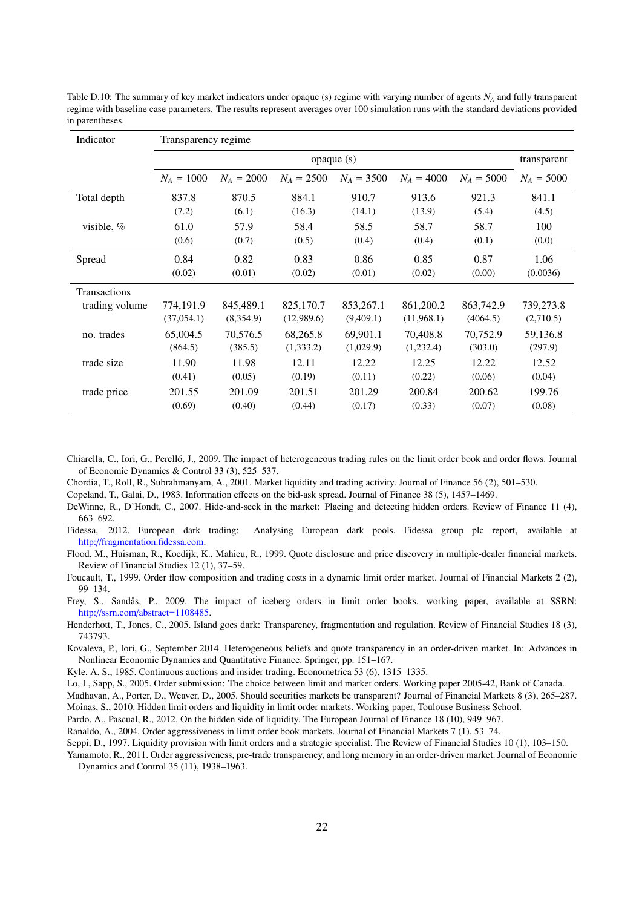Table D.10: The summary of key market indicators under opaque (s) regime with varying number of agents $N_A$ and fully transparent regime with baseline case parameters. The results represent averages over 100 simulation runs with the standard deviations provided in parentheses.

| Indicator | Transparency regime | | | | | | |
|---|---|---|---|---|---|---|---|
| | opaque (s) | | | | | | transparent |
| | $N_A$ = 1000 | $N_A$ = 2000 | $N_A$ = 2500 | $N_A$ = 3500 | $N_A$ = 4000 | $N_A$ = 5000 | $N_A$ = 5000 |
| Total depth | 837.8 | 870.5 | 884.1 | 910.7 | 913.6 | 921.3 | 841.1 |
| | (7.2) | (6.1) | (16.3) | (14.1) | (13.9) | (5.4) | (4.5) |
| visible, % | 61.0 | 57.9 | 58.4 | 58.5 | 58.7 | 58.7 | 100 |
| | (0.6) | (0.7) | (0.5) | (0.4) | (0.4) | (0.1) | (0.0) |
| Spread | 0.84 | 0.82 | 0.83 | 0.86 | 0.85 | 0.87 | 1.06 |
| | (0.02) | (0.01) | (0.02) | (0.01) | (0.02) | (0.00) | (0.0036) |
| Transactions | | | | | | | |
| trading volume | 774,191.9 | 845,489.1 | 825,170.7 | 853,267.1 | 861,200.2 | 863,742.9 | 739,273.8 |
| | (37,054.1) | (8,354.9) | (12,989.6) | (9,409.1) | (11,968.1) | (4064.5) | (2,710.5) |
| no. trades | 65,004.5 | 70,576.5 | 68,265.8 | 69,901.1 | 70,408.8 | 70,752.9 | 59,136.8 |
| | (864.5) | (385.5) | (1,333.2) | (1,029.9) | (1,232.4) | (303.0) | (297.9) |
| trade size | 11.90 | 11.98 | 12.11 | 12.22 | 12.25 | 12.22 | 12.52 |
| | (0.41) | (0.05) | (0.19) | (0.11) | (0.22) | (0.06) | (0.04) |
| trade price | 201.55 | 201.09 | 201.51 | 201.29 | 200.84 | 200.62 | 199.76 |
| | (0.69) | (0.40) | (0.44) | (0.17) | (0.33) | (0.07) | (0.08) |

Chiarella, C., Iori, G., Perelló, J., 2009. The impact of heterogeneous trading rules on the limit order book and order flows. Journal of Economic Dynamics & Control 33 (3), 525–537.

Chordia, T., Roll, R., Subrahmanyam, A., 2001. Market liquidity and trading activity. Journal of Finance 56 (2), 501–530.

Copeland, T., Galai, D., 1983. Information effects on the bid-ask spread. Journal of Finance 38 (5), 1457–1469.

DeWinne, R., D'Hondt, C., 2007. Hide-and-seek in the market: Placing and detecting hidden orders. Review of Finance 11 (4), 663–692.

Fidessa, 2012. European dark trading: Analysing European dark pools. Fidessa group plc report, available at http://fragmentation.fidessa.com.

Flood, M., Huisman, R., Koedijk, K., Mahieu, R., 1999. Quote disclosure and price discovery in multiple-dealer financial markets. Review of Financial Studies 12 (1), 37–59.

Foucault, T., 1999. Order flow composition and trading costs in a dynamic limit order market. Journal of Financial Markets 2 (2), 99–134.

Frey, S., Sandås, P., 2009. The impact of iceberg orders in limit order books, working paper, available at SSRN: http://ssrn.com/abstract=1108485.

Henderhott, T., Jones, C., 2005. Island goes dark: Transparency, fragmentation and regulation. Review of Financial Studies 18 (3), 743793.

Kovaleva, P., Iori, G., September 2014. Heterogeneous beliefs and quote transparency in an order-driven market. In: Advances in Nonlinear Economic Dynamics and Quantitative Finance. Springer, pp. 151–167.

Kyle, A. S., 1985. Continuous auctions and insider trading. Econometrica 53 (6), 1315–1335.

Lo, I., Sapp, S., 2005. Order submission: The choice between limit and market orders. Working paper 2005-42, Bank of Canada.

Madhavan, A., Porter, D., Weaver, D., 2005. Should securities markets be transparent? Journal of Financial Markets 8 (3), 265–287.

Moinas, S., 2010. Hidden limit orders and liquidity in limit order markets. Working paper, Toulouse Business School.

Pardo, A., Pascual, R., 2012. On the hidden side of liquidity. The European Journal of Finance 18 (10), 949–967.

Ranaldo, A., 2004. Order aggressiveness in limit order book markets. Journal of Financial Markets 7 (1), 53–74.

Seppi, D., 1997. Liquidity provision with limit orders and a strategic specialist. The Review of Financial Studies 10 (1), 103–150.

Yamamoto, R., 2011. Order aggressiveness, pre-trade transparency, and long memory in an order-driven market. Journal of Economic Dynamics and Control 35 (11), 1938–1963.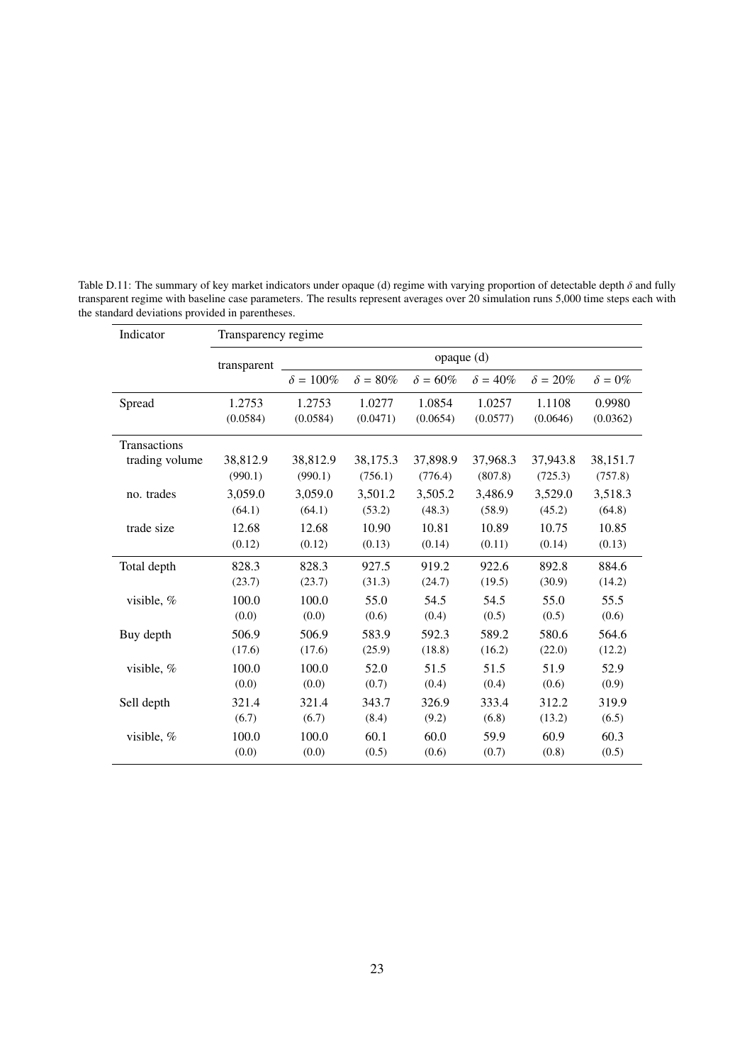Table D.11: The summary of key market indicators under opaque (d) regime with varying proportion of detectable depth $\delta$ and fully transparent regime with baseline case parameters. The results represent averages over 20 simulation runs 5,000 time steps each with the standard deviations provided in parentheses.

| Indicator | Transparency regime | | | | | | |
|---|---|---|---|---|---|---|---|
| | transparent | opaque (d) | | | | | |
| | | $\delta = 100\%$ | $\delta = 80\%$ | $\delta = 60\%$ | $\delta = 40\%$ | $\delta = 20\%$ | $\delta = 0\%$ |
| Spread | 1.2753 | 1.2753 | 1.0277 | 1.0854 | 1.0257 | 1.1108 | 0.9980 |
| | (0.0584) | (0.0584) | (0.0471) | (0.0654) | (0.0577) | (0.0646) | (0.0362) |
| Transactions | | | | | | | |
| trading volume | 38,812.9 | 38,812.9 | 38,175.3 | 37,898.9 | 37,968.3 | 37,943.8 | 38,151.7 |
| | (990.1) | (990.1) | (756.1) | (776.4) | (807.8) | (725.3) | (757.8) |
| no. trades | 3,059.0 | 3,059.0 | 3,501.2 | 3,505.2 | 3,486.9 | 3,529.0 | 3,518.3 |
| | (64.1) | (64.1) | (53.2) | (48.3) | (58.9) | (45.2) | (64.8) |
| trade size | 12.68 | 12.68 | 10.90 | 10.81 | 10.89 | 10.75 | 10.85 |
| | (0.12) | (0.12) | (0.13) | (0.14) | (0.11) | (0.14) | (0.13) |
| Total depth | 828.3 | 828.3 | 927.5 | 919.2 | 922.6 | 892.8 | 884.6 |
| | (23.7) | (23.7) | (31.3) | (24.7) | (19.5) | (30.9) | (14.2) |
| visible, % | 100.0 | 100.0 | 55.0 | 54.5 | 54.5 | 55.0 | 55.5 |
| | (0.0) | (0.0) | (0.6) | (0.4) | (0.5) | (0.5) | (0.6) |
| Buy depth | 506.9 | 506.9 | 583.9 | 592.3 | 589.2 | 580.6 | 564.6 |
| | (17.6) | (17.6) | (25.9) | (18.8) | (16.2) | (22.0) | (12.2) |
| visible, % | 100.0 | 100.0 | 52.0 | 51.5 | 51.5 | 51.9 | 52.9 |
| | (0.0) | (0.0) | (0.7) | (0.4) | (0.4) | (0.6) | (0.9) |
| Sell depth | 321.4 | 321.4 | 343.7 | 326.9 | 333.4 | 312.2 | 319.9 |
| | (6.7) | (6.7) | (8.4) | (9.2) | (6.8) | (13.2) | (6.5) |
| visible, % | 100.0 | 100.0 | 60.1 | 60.0 | 59.9 | 60.9 | 60.3 |
| | (0.0) | (0.0) | (0.5) | (0.6) | (0.7) | (0.8) | (0.5) |